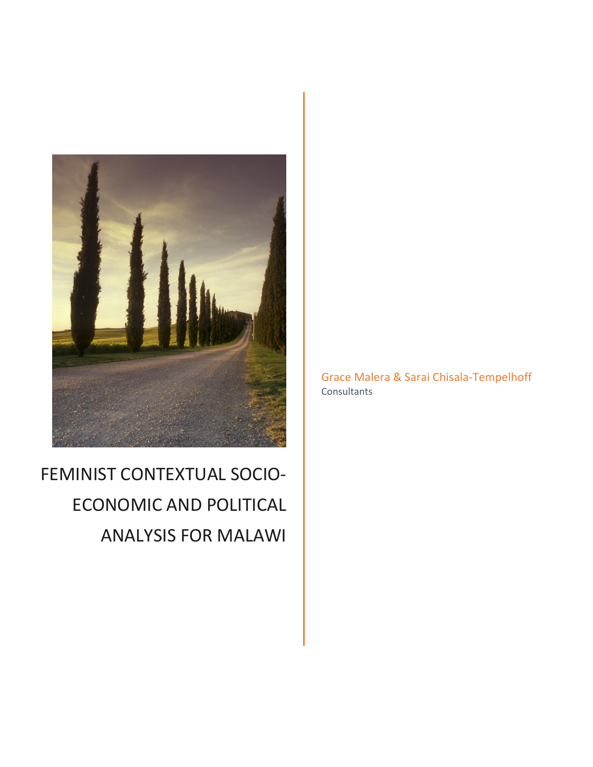# FEMINIST CONTEXTUAL SOCIO-ECONOMIC AND POLITICAL ANALYSIS FOR MALAWI

Grace Malera & Sarai Chisala-Tempelhoff

Consultants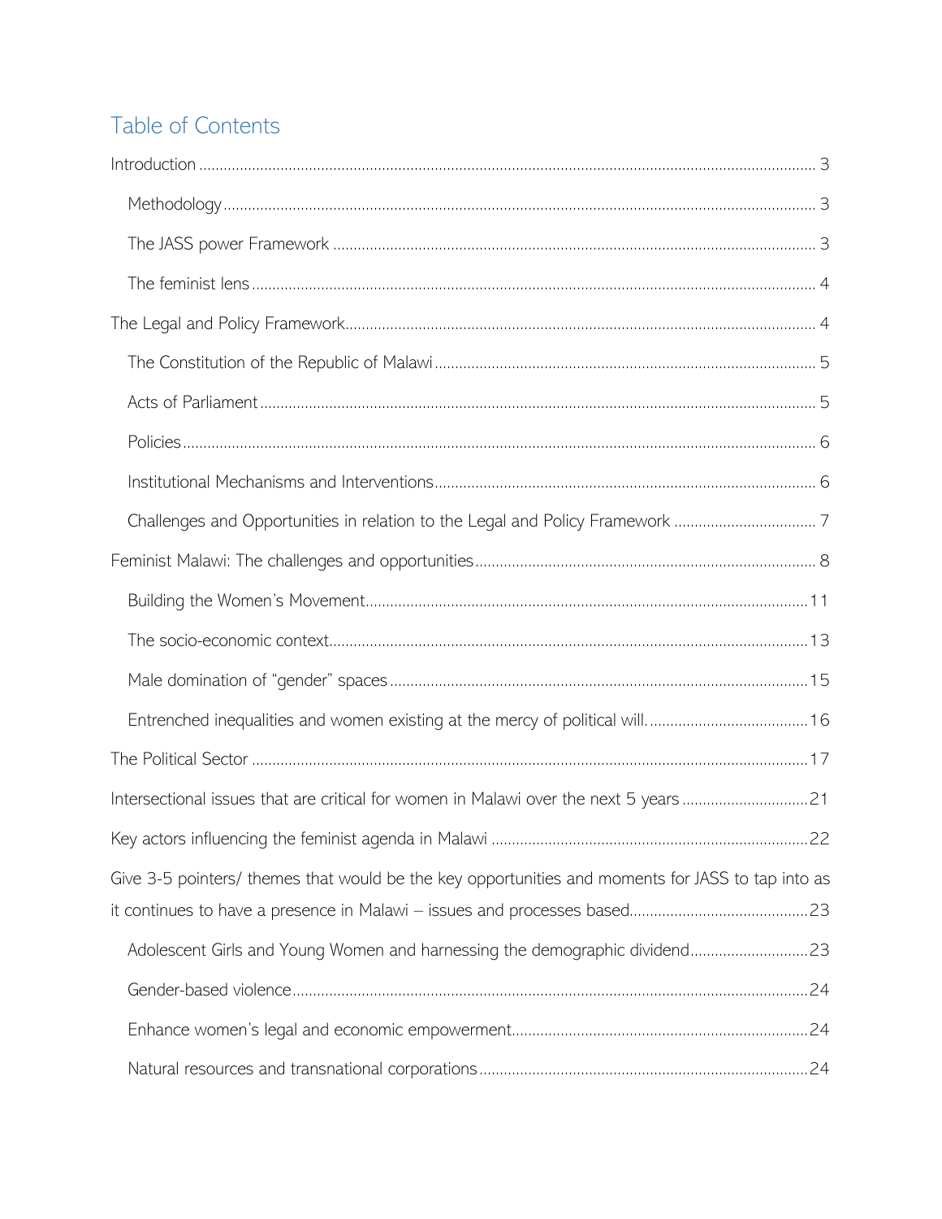# Table of Contents

Introduction ..... 3

- Methodology ..... 3
- The JASS power Framework ..... 3
- The feminist lens ..... 4

The Legal and Policy Framework ..... 4

- The Constitution of the Republic of Malawi ..... 5
- Acts of Parliament ..... 5
- Policies ..... 6
- Institutional Mechanisms and Interventions ..... 6
- Challenges and Opportunities in relation to the Legal and Policy Framework ..... 7

Feminist Malawi: The challenges and opportunities ..... 8

- Building the Women's Movement ..... 11
- The socio-economic context ..... 13
- Male domination of "gender" spaces ..... 15
- Entrenched inequalities and women existing at the mercy of political will. ..... 16

The Political Sector ..... 17

Intersectional issues that are critical for women in Malawi over the next 5 years ..... 21

Key actors influencing the feminist agenda in Malawi ..... 22

Give 3-5 pointers/ themes that would be the key opportunities and moments for JASS to tap into as it continues to have a presence in Malawi – issues and processes based ..... 23

- Adolescent Girls and Young Women and harnessing the demographic dividend ..... 23
- Gender-based violence ..... 24
- Enhance women's legal and economic empowerment ..... 24
- Natural resources and transnational corporations ..... 24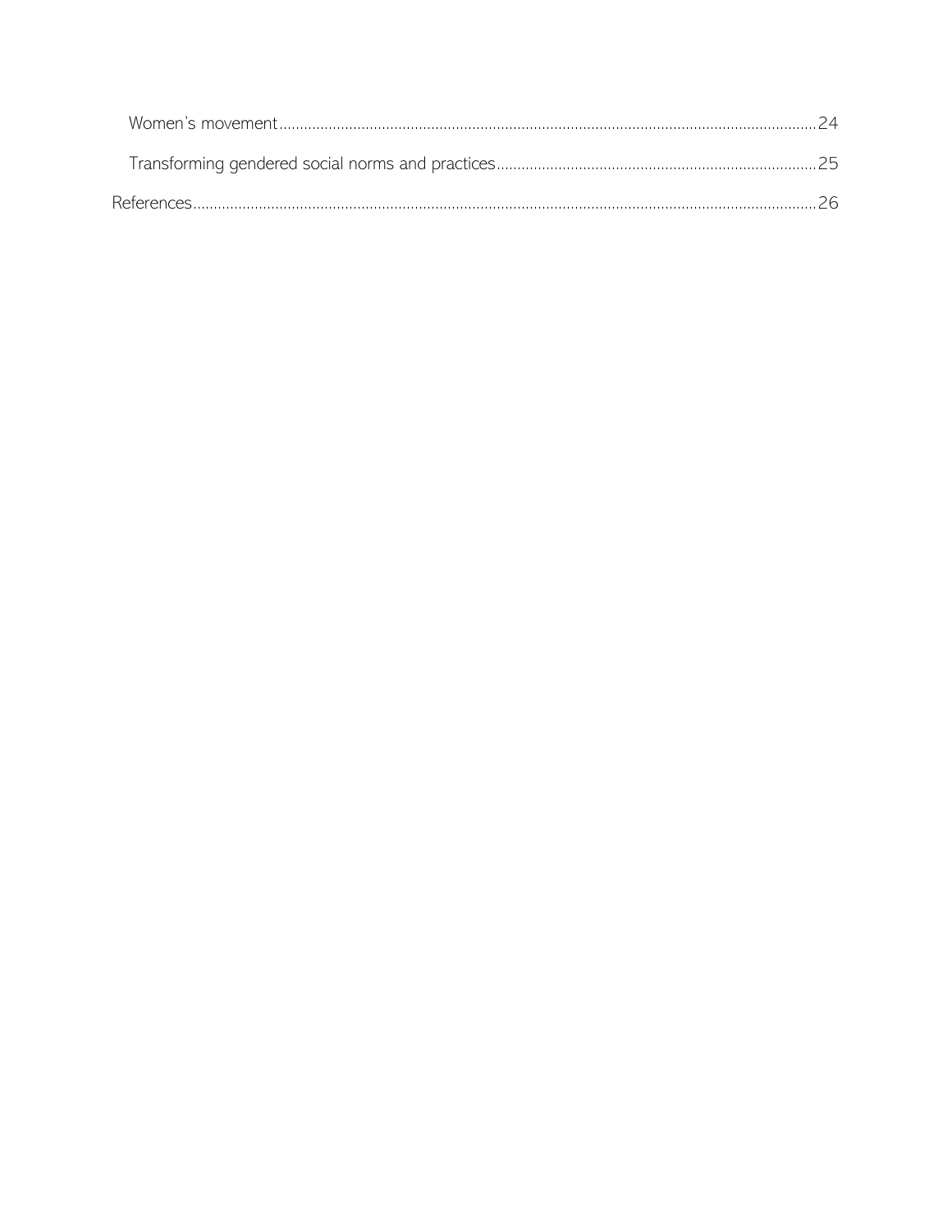Women's movement....................................................................................................24

Transforming gendered social norms and practices........................................................25

References.........................................................................................................................26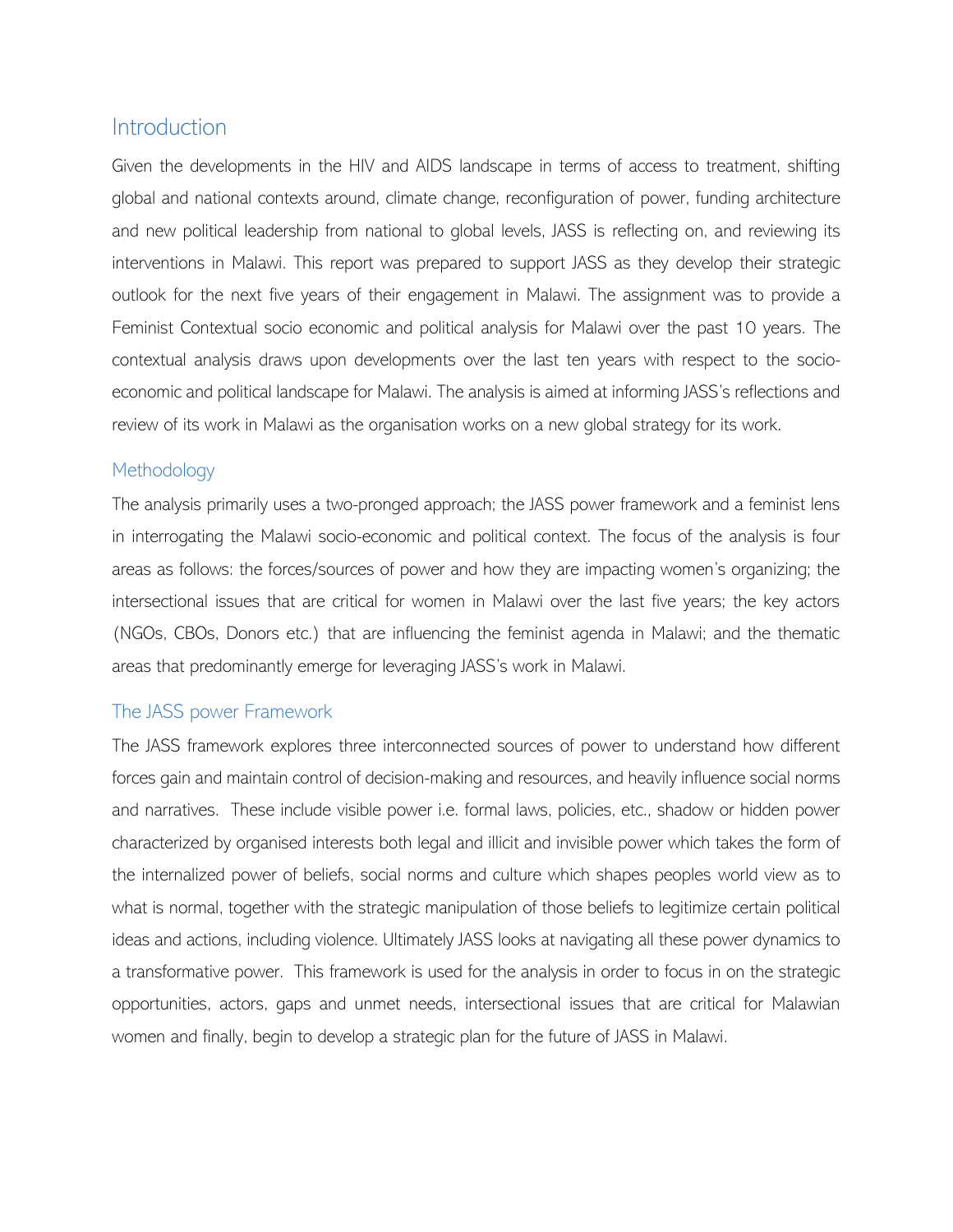# Introduction

Given the developments in the HIV and AIDS landscape in terms of access to treatment, shifting global and national contexts around, climate change, reconfiguration of power, funding architecture and new political leadership from national to global levels, JASS is reflecting on, and reviewing its interventions in Malawi. This report was prepared to support JASS as they develop their strategic outlook for the next five years of their engagement in Malawi. The assignment was to provide a Feminist Contextual socio economic and political analysis for Malawi over the past 10 years. The contextual analysis draws upon developments over the last ten years with respect to the socio-economic and political landscape for Malawi. The analysis is aimed at informing JASS's reflections and review of its work in Malawi as the organisation works on a new global strategy for its work.

## Methodology

The analysis primarily uses a two-pronged approach; the JASS power framework and a feminist lens in interrogating the Malawi socio-economic and political context. The focus of the analysis is four areas as follows: the forces/sources of power and how they are impacting women's organizing; the intersectional issues that are critical for women in Malawi over the last five years; the key actors (NGOs, CBOs, Donors etc.) that are influencing the feminist agenda in Malawi; and the thematic areas that predominantly emerge for leveraging JASS's work in Malawi.

## The JASS power Framework

The JASS framework explores three interconnected sources of power to understand how different forces gain and maintain control of decision-making and resources, and heavily influence social norms and narratives. These include visible power i.e. formal laws, policies, etc., shadow or hidden power characterized by organised interests both legal and illicit and invisible power which takes the form of the internalized power of beliefs, social norms and culture which shapes peoples world view as to what is normal, together with the strategic manipulation of those beliefs to legitimize certain political ideas and actions, including violence. Ultimately JASS looks at navigating all these power dynamics to a transformative power. This framework is used for the analysis in order to focus in on the strategic opportunities, actors, gaps and unmet needs, intersectional issues that are critical for Malawian women and finally, begin to develop a strategic plan for the future of JASS in Malawi.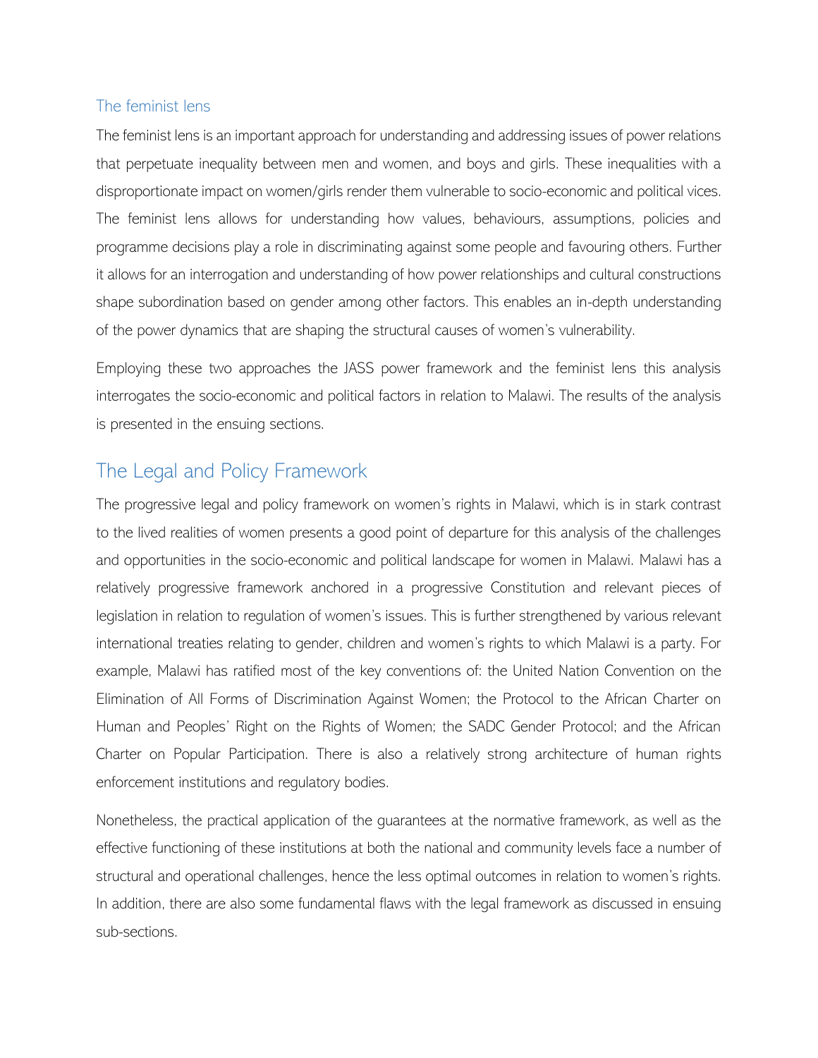### The feminist lens

The feminist lens is an important approach for understanding and addressing issues of power relations that perpetuate inequality between men and women, and boys and girls. These inequalities with a disproportionate impact on women/girls render them vulnerable to socio-economic and political vices. The feminist lens allows for understanding how values, behaviours, assumptions, policies and programme decisions play a role in discriminating against some people and favouring others. Further it allows for an interrogation and understanding of how power relationships and cultural constructions shape subordination based on gender among other factors. This enables an in-depth understanding of the power dynamics that are shaping the structural causes of women's vulnerability.

Employing these two approaches the JASS power framework and the feminist lens this analysis interrogates the socio-economic and political factors in relation to Malawi. The results of the analysis is presented in the ensuing sections.

## The Legal and Policy Framework

The progressive legal and policy framework on women's rights in Malawi, which is in stark contrast to the lived realities of women presents a good point of departure for this analysis of the challenges and opportunities in the socio-economic and political landscape for women in Malawi. Malawi has a relatively progressive framework anchored in a progressive Constitution and relevant pieces of legislation in relation to regulation of women's issues. This is further strengthened by various relevant international treaties relating to gender, children and women's rights to which Malawi is a party. For example, Malawi has ratified most of the key conventions of: the United Nation Convention on the Elimination of All Forms of Discrimination Against Women; the Protocol to the African Charter on Human and Peoples' Right on the Rights of Women; the SADC Gender Protocol; and the African Charter on Popular Participation. There is also a relatively strong architecture of human rights enforcement institutions and regulatory bodies.

Nonetheless, the practical application of the guarantees at the normative framework, as well as the effective functioning of these institutions at both the national and community levels face a number of structural and operational challenges, hence the less optimal outcomes in relation to women's rights. In addition, there are also some fundamental flaws with the legal framework as discussed in ensuing sub-sections.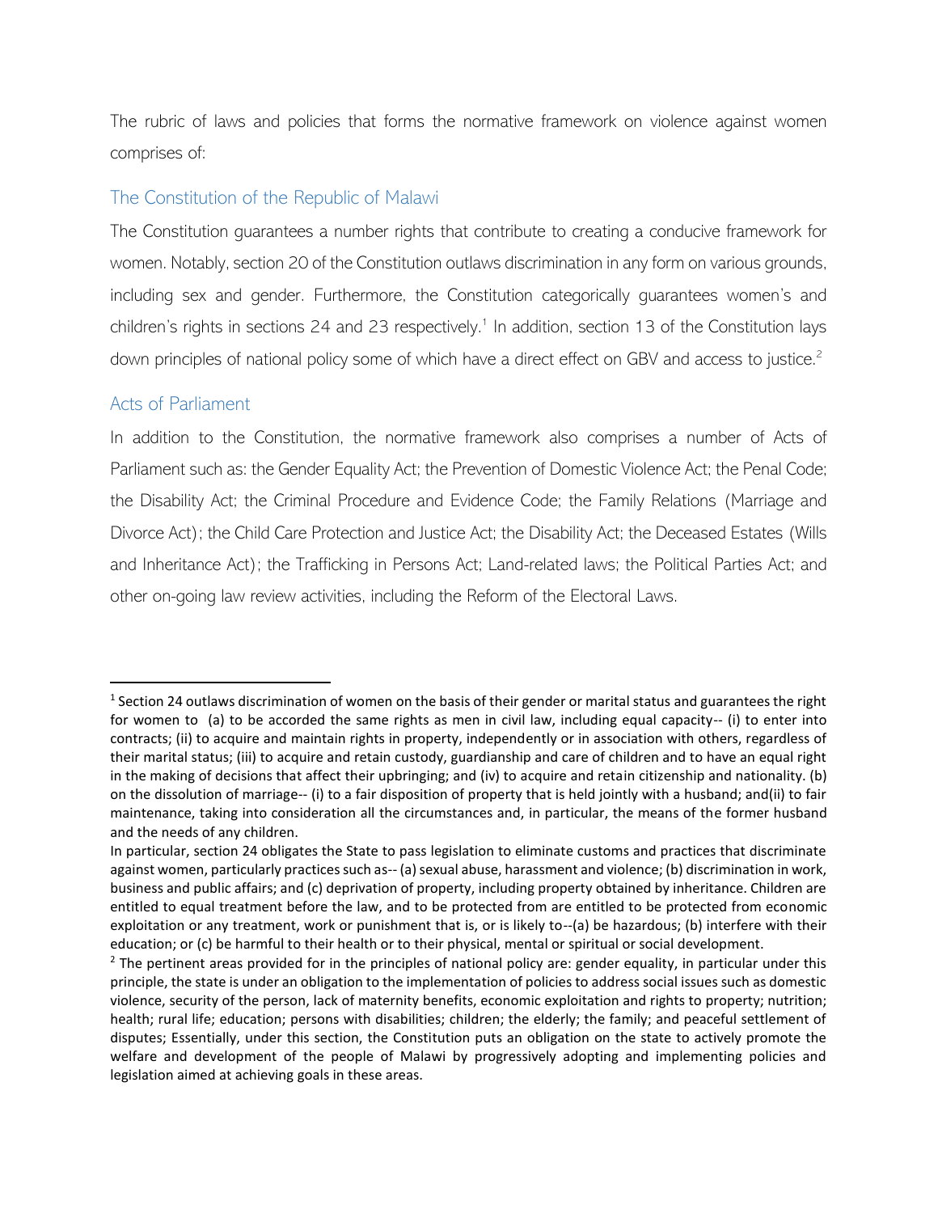The rubric of laws and policies that forms the normative framework on violence against women comprises of:

## The Constitution of the Republic of Malawi

The Constitution guarantees a number rights that contribute to creating a conducive framework for women. Notably, section 20 of the Constitution outlaws discrimination in any form on various grounds, including sex and gender. Furthermore, the Constitution categorically guarantees women's and children's rights in sections 24 and 23 respectively.[1] In addition, section 13 of the Constitution lays down principles of national policy some of which have a direct effect on GBV and access to justice.[2]

## Acts of Parliament

In addition to the Constitution, the normative framework also comprises a number of Acts of Parliament such as: the Gender Equality Act; the Prevention of Domestic Violence Act; the Penal Code; the Disability Act; the Criminal Procedure and Evidence Code; the Family Relations (Marriage and Divorce Act); the Child Care Protection and Justice Act; the Disability Act; the Deceased Estates (Wills and Inheritance Act); the Trafficking in Persons Act; Land-related laws; the Political Parties Act; and other on-going law review activities, including the Reform of the Electoral Laws.

---

[1] Section 24 outlaws discrimination of women on the basis of their gender or marital status and guarantees the right for women to (a) to be accorded the same rights as men in civil law, including equal capacity-- (i) to enter into contracts; (ii) to acquire and maintain rights in property, independently or in association with others, regardless of their marital status; (iii) to acquire and retain custody, guardianship and care of children and to have an equal right in the making of decisions that affect their upbringing; and (iv) to acquire and retain citizenship and nationality. (b) on the dissolution of marriage-- (i) to a fair disposition of property that is held jointly with a husband; and(ii) to fair maintenance, taking into consideration all the circumstances and, in particular, the means of the former husband and the needs of any children.

In particular, section 24 obligates the State to pass legislation to eliminate customs and practices that discriminate against women, particularly practices such as-- (a) sexual abuse, harassment and violence; (b) discrimination in work, business and public affairs; and (c) deprivation of property, including property obtained by inheritance. Children are entitled to equal treatment before the law, and to be protected from are entitled to be protected from economic exploitation or any treatment, work or punishment that is, or is likely to--(a) be hazardous; (b) interfere with their education; or (c) be harmful to their health or to their physical, mental or spiritual or social development.

[2] The pertinent areas provided for in the principles of national policy are: gender equality, in particular under this principle, the state is under an obligation to the implementation of policies to address social issues such as domestic violence, security of the person, lack of maternity benefits, economic exploitation and rights to property; nutrition; health; rural life; education; persons with disabilities; children; the elderly; the family; and peaceful settlement of disputes; Essentially, under this section, the Constitution puts an obligation on the state to actively promote the welfare and development of the people of Malawi by progressively adopting and implementing policies and legislation aimed at achieving goals in these areas.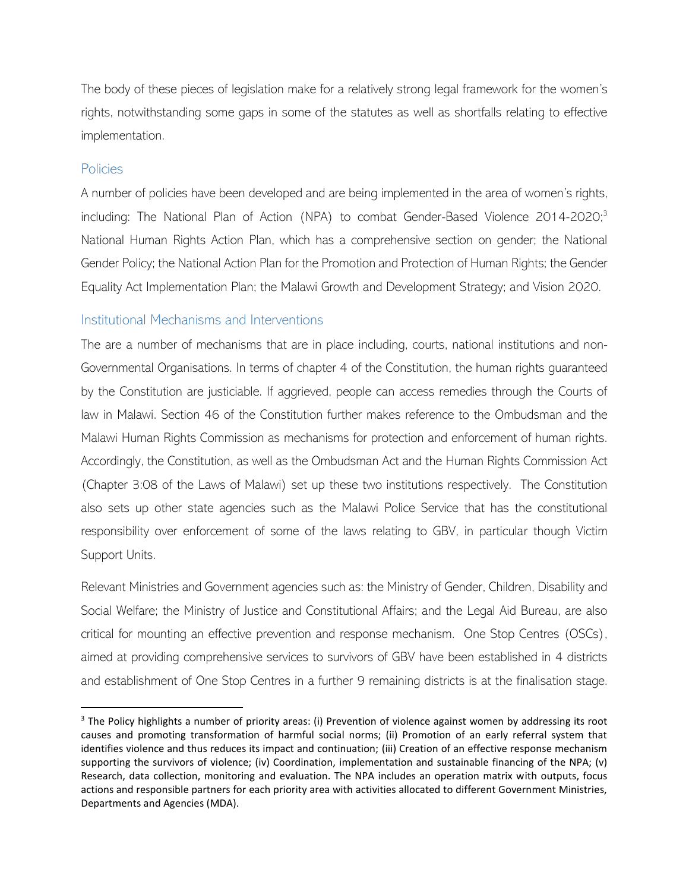The body of these pieces of legislation make for a relatively strong legal framework for the women's rights, notwithstanding some gaps in some of the statutes as well as shortfalls relating to effective implementation.

## Policies

A number of policies have been developed and are being implemented in the area of women's rights, including: The National Plan of Action (NPA) to combat Gender-Based Violence 2014-2020;[3] National Human Rights Action Plan, which has a comprehensive section on gender; the National Gender Policy; the National Action Plan for the Promotion and Protection of Human Rights; the Gender Equality Act Implementation Plan; the Malawi Growth and Development Strategy; and Vision 2020.

## Institutional Mechanisms and Interventions

The are a number of mechanisms that are in place including, courts, national institutions and non-Governmental Organisations. In terms of chapter 4 of the Constitution, the human rights guaranteed by the Constitution are justiciable. If aggrieved, people can access remedies through the Courts of law in Malawi. Section 46 of the Constitution further makes reference to the Ombudsman and the Malawi Human Rights Commission as mechanisms for protection and enforcement of human rights. Accordingly, the Constitution, as well as the Ombudsman Act and the Human Rights Commission Act (Chapter 3:08 of the Laws of Malawi) set up these two institutions respectively. The Constitution also sets up other state agencies such as the Malawi Police Service that has the constitutional responsibility over enforcement of some of the laws relating to GBV, in particular though Victim Support Units.

Relevant Ministries and Government agencies such as: the Ministry of Gender, Children, Disability and Social Welfare; the Ministry of Justice and Constitutional Affairs; and the Legal Aid Bureau, are also critical for mounting an effective prevention and response mechanism. One Stop Centres (OSCs), aimed at providing comprehensive services to survivors of GBV have been established in 4 districts and establishment of One Stop Centres in a further 9 remaining districts is at the finalisation stage.

---

[3] The Policy highlights a number of priority areas: (i) Prevention of violence against women by addressing its root causes and promoting transformation of harmful social norms; (ii) Promotion of an early referral system that identifies violence and thus reduces its impact and continuation; (iii) Creation of an effective response mechanism supporting the survivors of violence; (iv) Coordination, implementation and sustainable financing of the NPA; (v) Research, data collection, monitoring and evaluation. The NPA includes an operation matrix with outputs, focus actions and responsible partners for each priority area with activities allocated to different Government Ministries, Departments and Agencies (MDA).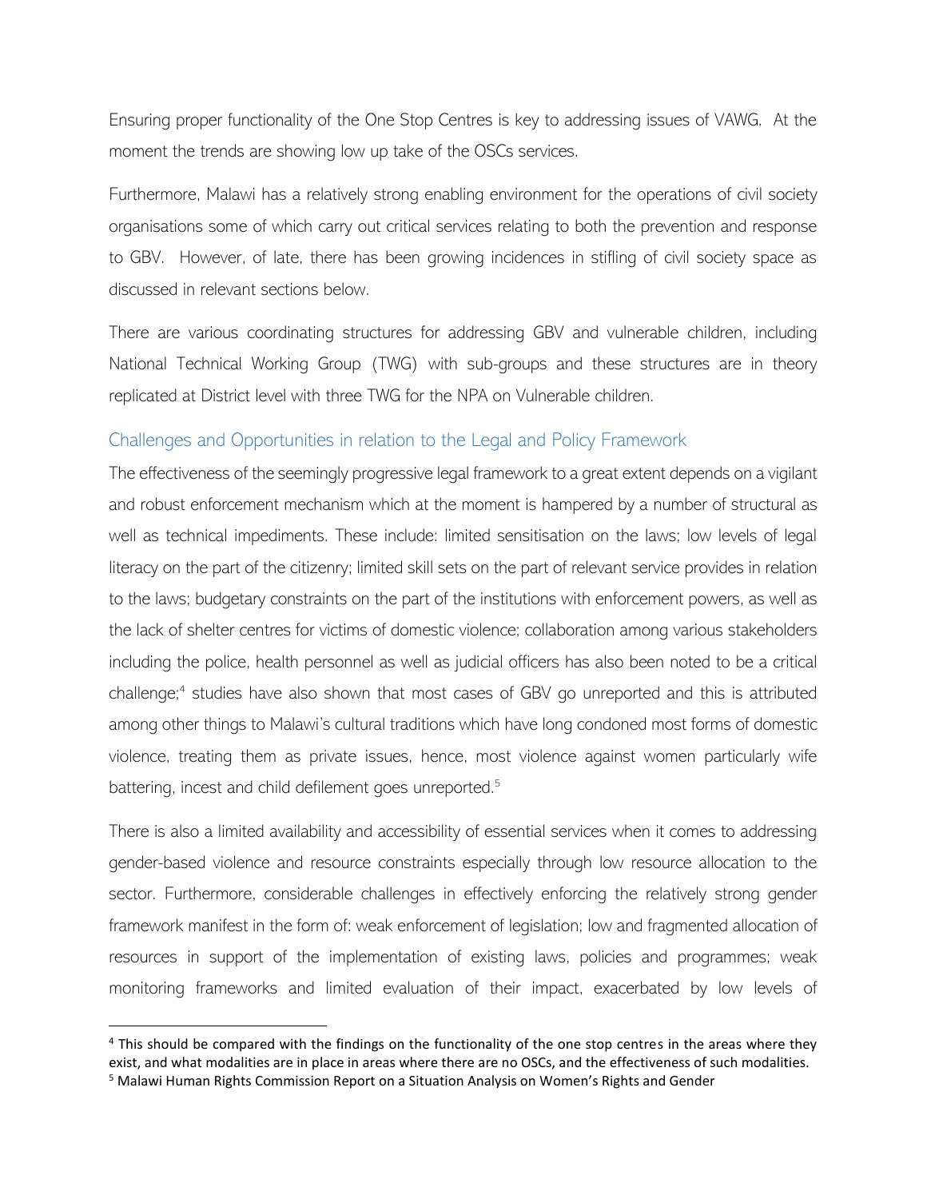Ensuring proper functionality of the One Stop Centres is key to addressing issues of VAWG. At the moment the trends are showing low up take of the OSCs services.

Furthermore, Malawi has a relatively strong enabling environment for the operations of civil society organisations some of which carry out critical services relating to both the prevention and response to GBV. However, of late, there has been growing incidences in stifling of civil society space as discussed in relevant sections below.

There are various coordinating structures for addressing GBV and vulnerable children, including National Technical Working Group (TWG) with sub-groups and these structures are in theory replicated at District level with three TWG for the NPA on Vulnerable children.

### Challenges and Opportunities in relation to the Legal and Policy Framework

The effectiveness of the seemingly progressive legal framework to a great extent depends on a vigilant and robust enforcement mechanism which at the moment is hampered by a number of structural as well as technical impediments. These include: limited sensitisation on the laws; low levels of legal literacy on the part of the citizenry; limited skill sets on the part of relevant service provides in relation to the laws; budgetary constraints on the part of the institutions with enforcement powers, as well as the lack of shelter centres for victims of domestic violence; collaboration among various stakeholders including the police, health personnel as well as judicial officers has also been noted to be a critical challenge;[4] studies have also shown that most cases of GBV go unreported and this is attributed among other things to Malawi's cultural traditions which have long condoned most forms of domestic violence, treating them as private issues, hence, most violence against women particularly wife battering, incest and child defilement goes unreported.[5]

There is also a limited availability and accessibility of essential services when it comes to addressing gender-based violence and resource constraints especially through low resource allocation to the sector. Furthermore, considerable challenges in effectively enforcing the relatively strong gender framework manifest in the form of: weak enforcement of legislation; low and fragmented allocation of resources in support of the implementation of existing laws, policies and programmes; weak monitoring frameworks and limited evaluation of their impact, exacerbated by low levels of

---

[4] This should be compared with the findings on the functionality of the one stop centres in the areas where they exist, and what modalities are in place in areas where there are no OSCs, and the effectiveness of such modalities.

[5] Malawi Human Rights Commission Report on a Situation Analysis on Women's Rights and Gender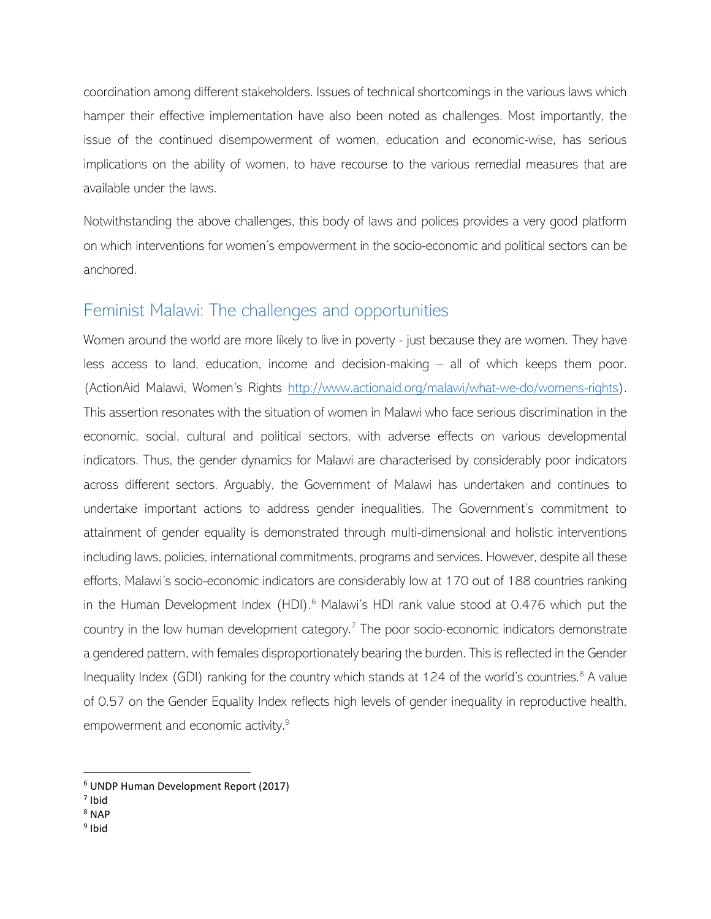coordination among different stakeholders. Issues of technical shortcomings in the various laws which hamper their effective implementation have also been noted as challenges. Most importantly, the issue of the continued disempowerment of women, education and economic-wise, has serious implications on the ability of women, to have recourse to the various remedial measures that are available under the laws.

Notwithstanding the above challenges, this body of laws and polices provides a very good platform on which interventions for women's empowerment in the socio-economic and political sectors can be anchored.

## Feminist Malawi: The challenges and opportunities

Women around the world are more likely to live in poverty - just because they are women. They have less access to land, education, income and decision-making – all of which keeps them poor. (ActionAid Malawi, Women's Rights http://www.actionaid.org/malawi/what-we-do/womens-rights). This assertion resonates with the situation of women in Malawi who face serious discrimination in the economic, social, cultural and political sectors, with adverse effects on various developmental indicators. Thus, the gender dynamics for Malawi are characterised by considerably poor indicators across different sectors. Arguably, the Government of Malawi has undertaken and continues to undertake important actions to address gender inequalities. The Government's commitment to attainment of gender equality is demonstrated through multi-dimensional and holistic interventions including laws, policies, international commitments, programs and services. However, despite all these efforts, Malawi's socio-economic indicators are considerably low at 170 out of 188 countries ranking in the Human Development Index (HDI).[6] Malawi's HDI rank value stood at 0.476 which put the country in the low human development category.[7] The poor socio-economic indicators demonstrate a gendered pattern, with females disproportionately bearing the burden. This is reflected in the Gender Inequality Index (GDI) ranking for the country which stands at 124 of the world's countries.[8] A value of 0.57 on the Gender Equality Index reflects high levels of gender inequality in reproductive health, empowerment and economic activity.[9]

---

[6] UNDP Human Development Report (2017)

[7] Ibid

[8] NAP

[9] Ibid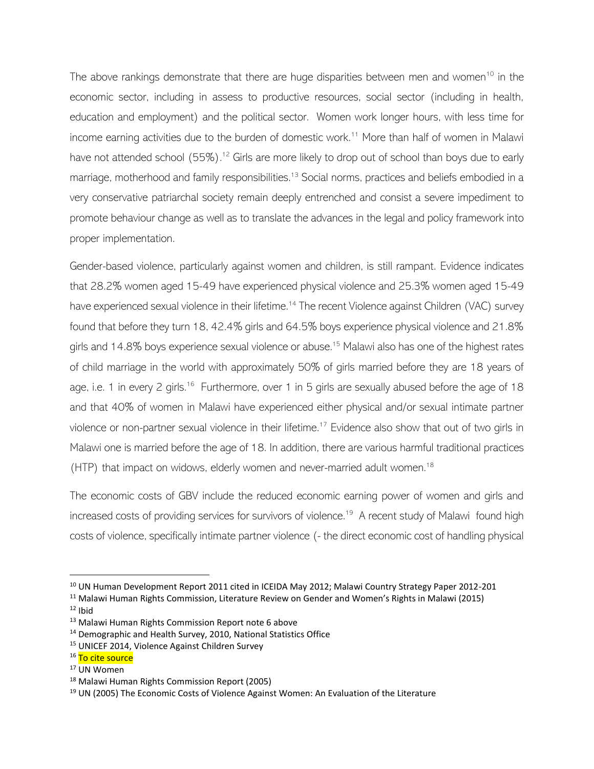The above rankings demonstrate that there are huge disparities between men and women[10] in the economic sector, including in assess to productive resources, social sector (including in health, education and employment) and the political sector. Women work longer hours, with less time for income earning activities due to the burden of domestic work.[11] More than half of women in Malawi have not attended school (55%).[12] Girls are more likely to drop out of school than boys due to early marriage, motherhood and family responsibilities.[13] Social norms, practices and beliefs embodied in a very conservative patriarchal society remain deeply entrenched and consist a severe impediment to promote behaviour change as well as to translate the advances in the legal and policy framework into proper implementation.

Gender-based violence, particularly against women and children, is still rampant. Evidence indicates that 28.2% women aged 15-49 have experienced physical violence and 25.3% women aged 15-49 have experienced sexual violence in their lifetime.[14] The recent Violence against Children (VAC) survey found that before they turn 18, 42.4% girls and 64.5% boys experience physical violence and 21.8% girls and 14.8% boys experience sexual violence or abuse.[15] Malawi also has one of the highest rates of child marriage in the world with approximately 50% of girls married before they are 18 years of age, i.e. 1 in every 2 girls.[16] Furthermore, over 1 in 5 girls are sexually abused before the age of 18 and that 40% of women in Malawi have experienced either physical and/or sexual intimate partner violence or non-partner sexual violence in their lifetime.[17] Evidence also show that out of two girls in Malawi one is married before the age of 18. In addition, there are various harmful traditional practices (HTP) that impact on widows, elderly women and never-married adult women.[18]

The economic costs of GBV include the reduced economic earning power of women and girls and increased costs of providing services for survivors of violence.[19] A recent study of Malawi found high costs of violence, specifically intimate partner violence (- the direct economic cost of handling physical

---

[10] UN Human Development Report 2011 cited in ICEIDA May 2012; Malawi Country Strategy Paper 2012-201

[11] Malawi Human Rights Commission, Literature Review on Gender and Women's Rights in Malawi (2015)

[12] Ibid

[13] Malawi Human Rights Commission Report note 6 above

[14] Demographic and Health Survey, 2010, National Statistics Office

[15] UNICEF 2014, Violence Against Children Survey

[16] To cite source

[17] UN Women

[18] Malawi Human Rights Commission Report (2005)

[19] UN (2005) The Economic Costs of Violence Against Women: An Evaluation of the Literature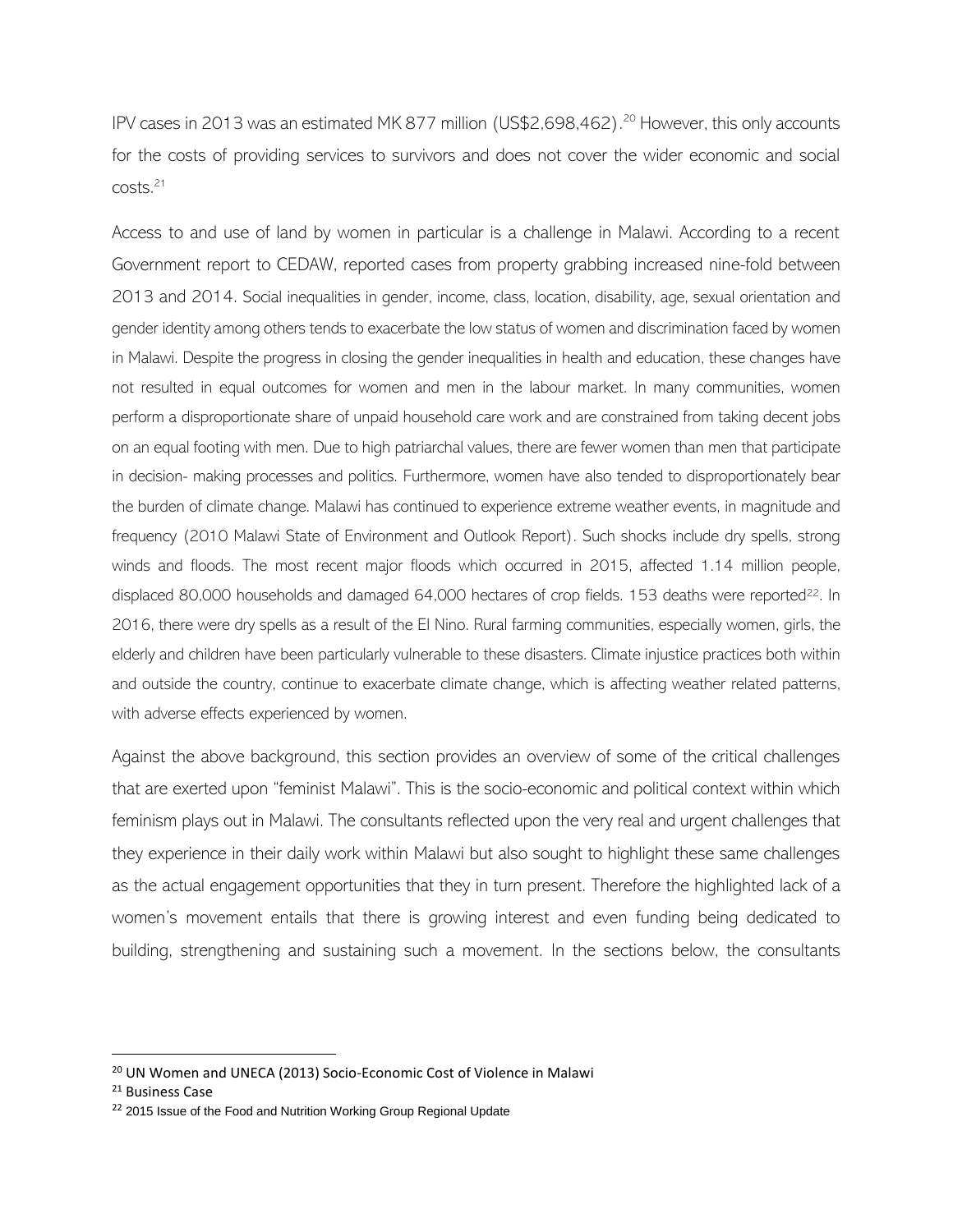IPV cases in 2013 was an estimated MK 877 million (US$2,698,462).[20] However, this only accounts for the costs of providing services to survivors and does not cover the wider economic and social costs.[21]

Access to and use of land by women in particular is a challenge in Malawi. According to a recent Government report to CEDAW, reported cases from property grabbing increased nine-fold between 2013 and 2014. Social inequalities in gender, income, class, location, disability, age, sexual orientation and gender identity among others tends to exacerbate the low status of women and discrimination faced by women in Malawi. Despite the progress in closing the gender inequalities in health and education, these changes have not resulted in equal outcomes for women and men in the labour market. In many communities, women perform a disproportionate share of unpaid household care work and are constrained from taking decent jobs on an equal footing with men. Due to high patriarchal values, there are fewer women than men that participate in decision- making processes and politics. Furthermore, women have also tended to disproportionately bear the burden of climate change. Malawi has continued to experience extreme weather events, in magnitude and frequency (2010 Malawi State of Environment and Outlook Report). Such shocks include dry spells, strong winds and floods. The most recent major floods which occurred in 2015, affected 1.14 million people, displaced 80,000 households and damaged 64,000 hectares of crop fields. 153 deaths were reported[22]. In 2016, there were dry spells as a result of the El Nino. Rural farming communities, especially women, girls, the elderly and children have been particularly vulnerable to these disasters. Climate injustice practices both within and outside the country, continue to exacerbate climate change, which is affecting weather related patterns, with adverse effects experienced by women.

Against the above background, this section provides an overview of some of the critical challenges that are exerted upon "feminist Malawi". This is the socio-economic and political context within which feminism plays out in Malawi. The consultants reflected upon the very real and urgent challenges that they experience in their daily work within Malawi but also sought to highlight these same challenges as the actual engagement opportunities that they in turn present. Therefore the highlighted lack of a women's movement entails that there is growing interest and even funding being dedicated to building, strengthening and sustaining such a movement. In the sections below, the consultants

---

[20] UN Women and UNECA (2013) Socio-Economic Cost of Violence in Malawi

[21] Business Case

[22] 2015 Issue of the Food and Nutrition Working Group Regional Update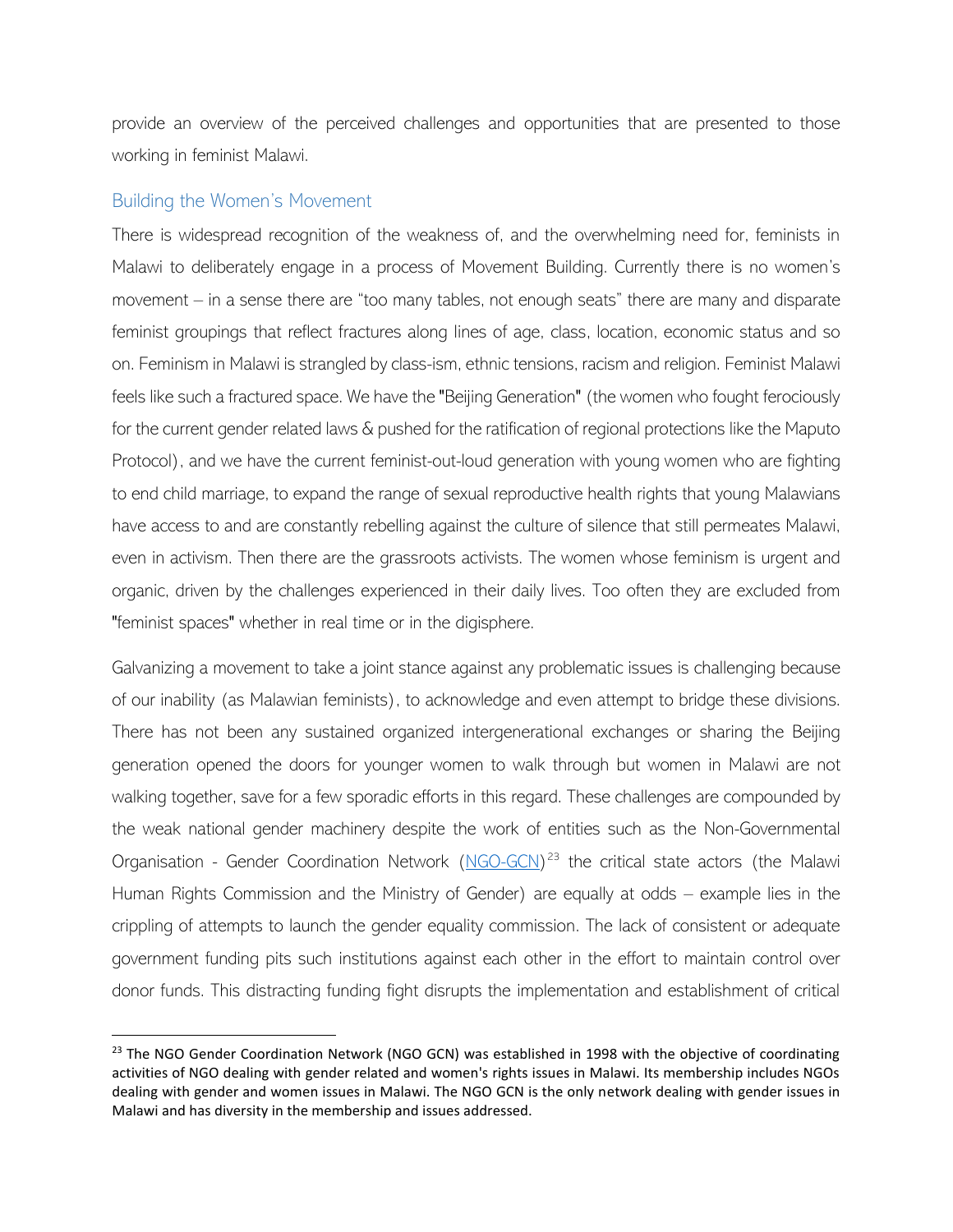provide an overview of the perceived challenges and opportunities that are presented to those working in feminist Malawi.

## Building the Women's Movement

There is widespread recognition of the weakness of, and the overwhelming need for, feminists in Malawi to deliberately engage in a process of Movement Building. Currently there is no women's movement – in a sense there are "too many tables, not enough seats" there are many and disparate feminist groupings that reflect fractures along lines of age, class, location, economic status and so on. Feminism in Malawi is strangled by class-ism, ethnic tensions, racism and religion. Feminist Malawi feels like such a fractured space. We have the "Beijing Generation" (the women who fought ferociously for the current gender related laws & pushed for the ratification of regional protections like the Maputo Protocol), and we have the current feminist-out-loud generation with young women who are fighting to end child marriage, to expand the range of sexual reproductive health rights that young Malawians have access to and are constantly rebelling against the culture of silence that still permeates Malawi, even in activism. Then there are the grassroots activists. The women whose feminism is urgent and organic, driven by the challenges experienced in their daily lives. Too often they are excluded from "feminist spaces" whether in real time or in the digisphere.

Galvanizing a movement to take a joint stance against any problematic issues is challenging because of our inability (as Malawian feminists), to acknowledge and even attempt to bridge these divisions. There has not been any sustained organized intergenerational exchanges or sharing the Beijing generation opened the doors for younger women to walk through but women in Malawi are not walking together, save for a few sporadic efforts in this regard. These challenges are compounded by the weak national gender machinery despite the work of entities such as the Non-Governmental Organisation - Gender Coordination Network (NGO-GCN)[23] the critical state actors (the Malawi Human Rights Commission and the Ministry of Gender) are equally at odds – example lies in the crippling of attempts to launch the gender equality commission. The lack of consistent or adequate government funding pits such institutions against each other in the effort to maintain control over donor funds. This distracting funding fight disrupts the implementation and establishment of critical

[23] The NGO Gender Coordination Network (NGO GCN) was established in 1998 with the objective of coordinating activities of NGO dealing with gender related and women's rights issues in Malawi. Its membership includes NGOs dealing with gender and women issues in Malawi. The NGO GCN is the only network dealing with gender issues in Malawi and has diversity in the membership and issues addressed.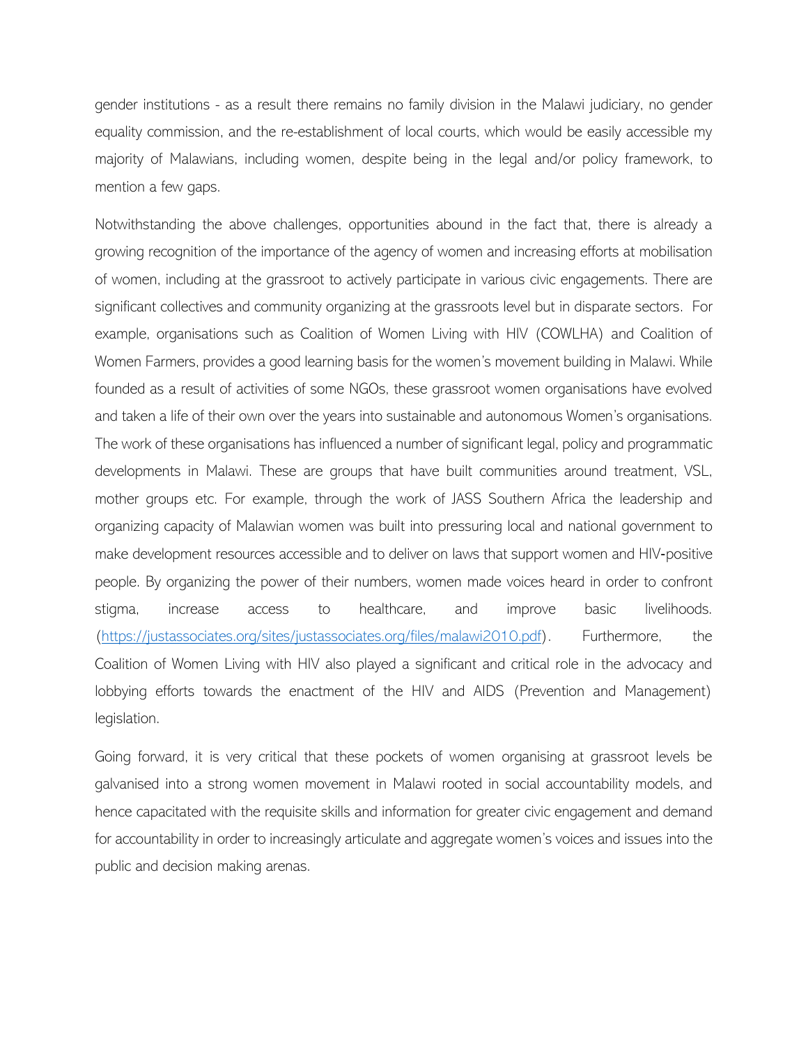gender institutions - as a result there remains no family division in the Malawi judiciary, no gender equality commission, and the re-establishment of local courts, which would be easily accessible my majority of Malawians, including women, despite being in the legal and/or policy framework, to mention a few gaps.

Notwithstanding the above challenges, opportunities abound in the fact that, there is already a growing recognition of the importance of the agency of women and increasing efforts at mobilisation of women, including at the grassroot to actively participate in various civic engagements. There are significant collectives and community organizing at the grassroots level but in disparate sectors. For example, organisations such as Coalition of Women Living with HIV (COWLHA) and Coalition of Women Farmers, provides a good learning basis for the women's movement building in Malawi. While founded as a result of activities of some NGOs, these grassroot women organisations have evolved and taken a life of their own over the years into sustainable and autonomous Women's organisations. The work of these organisations has influenced a number of significant legal, policy and programmatic developments in Malawi. These are groups that have built communities around treatment, VSL, mother groups etc. For example, through the work of JASS Southern Africa the leadership and organizing capacity of Malawian women was built into pressuring local and national government to make development resources accessible and to deliver on laws that support women and HIV-positive people. By organizing the power of their numbers, women made voices heard in order to confront stigma, increase access to healthcare, and improve basic livelihoods. ([https://justassociates.org/sites/justassociates.org/files/malawi2010.pdf](https://justassociates.org/sites/justassociates.org/files/malawi2010.pdf)). Furthermore, the Coalition of Women Living with HIV also played a significant and critical role in the advocacy and lobbying efforts towards the enactment of the HIV and AIDS (Prevention and Management) legislation.

Going forward, it is very critical that these pockets of women organising at grassroot levels be galvanised into a strong women movement in Malawi rooted in social accountability models, and hence capacitated with the requisite skills and information for greater civic engagement and demand for accountability in order to increasingly articulate and aggregate women's voices and issues into the public and decision making arenas.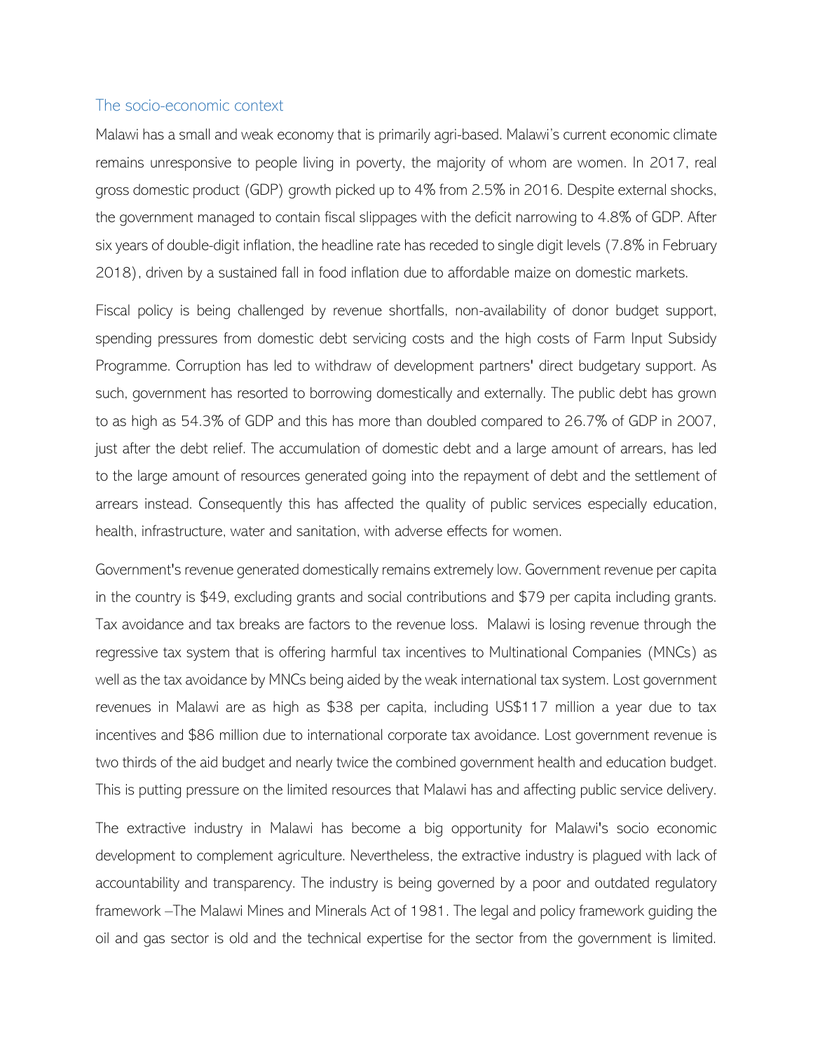## The socio-economic context

Malawi has a small and weak economy that is primarily agri-based. Malawi's current economic climate remains unresponsive to people living in poverty, the majority of whom are women. In 2017, real gross domestic product (GDP) growth picked up to 4% from 2.5% in 2016. Despite external shocks, the government managed to contain fiscal slippages with the deficit narrowing to 4.8% of GDP. After six years of double-digit inflation, the headline rate has receded to single digit levels (7.8% in February 2018), driven by a sustained fall in food inflation due to affordable maize on domestic markets.

Fiscal policy is being challenged by revenue shortfalls, non-availability of donor budget support, spending pressures from domestic debt servicing costs and the high costs of Farm Input Subsidy Programme. Corruption has led to withdraw of development partners' direct budgetary support. As such, government has resorted to borrowing domestically and externally. The public debt has grown to as high as 54.3% of GDP and this has more than doubled compared to 26.7% of GDP in 2007, just after the debt relief. The accumulation of domestic debt and a large amount of arrears, has led to the large amount of resources generated going into the repayment of debt and the settlement of arrears instead. Consequently this has affected the quality of public services especially education, health, infrastructure, water and sanitation, with adverse effects for women.

Government's revenue generated domestically remains extremely low. Government revenue per capita in the country is $49, excluding grants and social contributions and $79 per capita including grants. Tax avoidance and tax breaks are factors to the revenue loss. Malawi is losing revenue through the regressive tax system that is offering harmful tax incentives to Multinational Companies (MNCs) as well as the tax avoidance by MNCs being aided by the weak international tax system. Lost government revenues in Malawi are as high as $38 per capita, including US$117 million a year due to tax incentives and $86 million due to international corporate tax avoidance. Lost government revenue is two thirds of the aid budget and nearly twice the combined government health and education budget. This is putting pressure on the limited resources that Malawi has and affecting public service delivery.

The extractive industry in Malawi has become a big opportunity for Malawi's socio economic development to complement agriculture. Nevertheless, the extractive industry is plagued with lack of accountability and transparency. The industry is being governed by a poor and outdated regulatory framework –The Malawi Mines and Minerals Act of 1981. The legal and policy framework guiding the oil and gas sector is old and the technical expertise for the sector from the government is limited.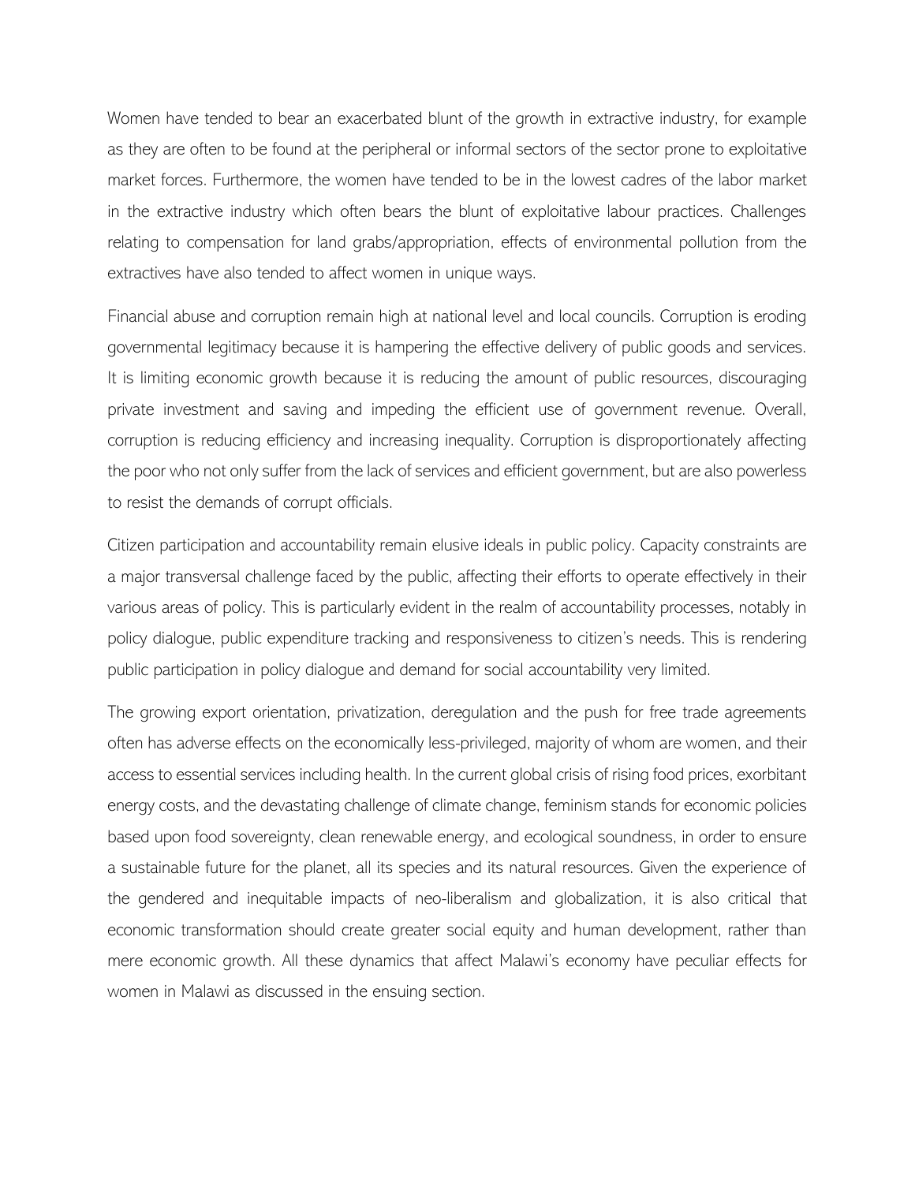Women have tended to bear an exacerbated blunt of the growth in extractive industry, for example as they are often to be found at the peripheral or informal sectors of the sector prone to exploitative market forces. Furthermore, the women have tended to be in the lowest cadres of the labor market in the extractive industry which often bears the blunt of exploitative labour practices. Challenges relating to compensation for land grabs/appropriation, effects of environmental pollution from the extractives have also tended to affect women in unique ways.

Financial abuse and corruption remain high at national level and local councils. Corruption is eroding governmental legitimacy because it is hampering the effective delivery of public goods and services. It is limiting economic growth because it is reducing the amount of public resources, discouraging private investment and saving and impeding the efficient use of government revenue. Overall, corruption is reducing efficiency and increasing inequality. Corruption is disproportionately affecting the poor who not only suffer from the lack of services and efficient government, but are also powerless to resist the demands of corrupt officials.

Citizen participation and accountability remain elusive ideals in public policy. Capacity constraints are a major transversal challenge faced by the public, affecting their efforts to operate effectively in their various areas of policy. This is particularly evident in the realm of accountability processes, notably in policy dialogue, public expenditure tracking and responsiveness to citizen's needs. This is rendering public participation in policy dialogue and demand for social accountability very limited.

The growing export orientation, privatization, deregulation and the push for free trade agreements often has adverse effects on the economically less-privileged, majority of whom are women, and their access to essential services including health. In the current global crisis of rising food prices, exorbitant energy costs, and the devastating challenge of climate change, feminism stands for economic policies based upon food sovereignty, clean renewable energy, and ecological soundness, in order to ensure a sustainable future for the planet, all its species and its natural resources. Given the experience of the gendered and inequitable impacts of neo-liberalism and globalization, it is also critical that economic transformation should create greater social equity and human development, rather than mere economic growth. All these dynamics that affect Malawi's economy have peculiar effects for women in Malawi as discussed in the ensuing section.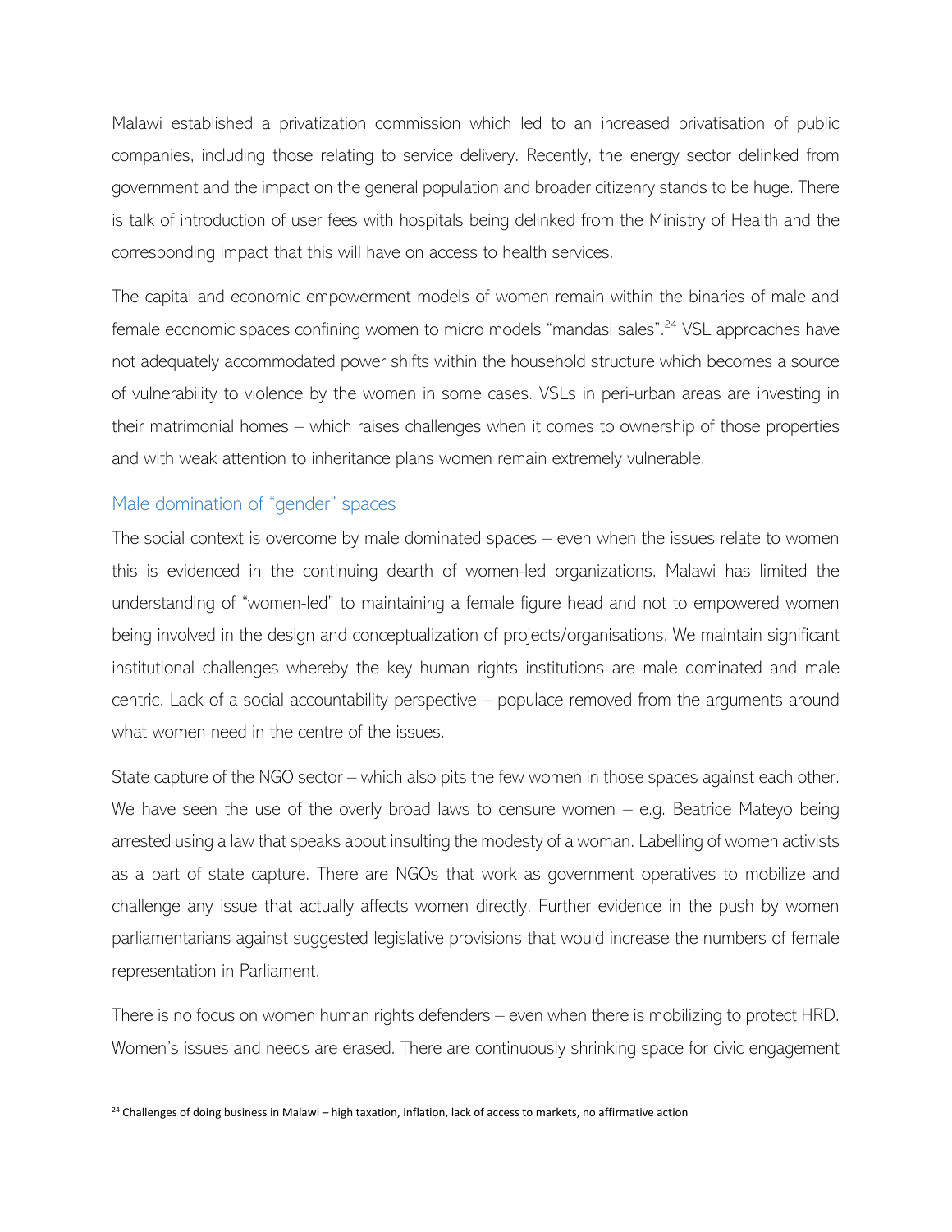Malawi established a privatization commission which led to an increased privatisation of public companies, including those relating to service delivery. Recently, the energy sector delinked from government and the impact on the general population and broader citizenry stands to be huge. There is talk of introduction of user fees with hospitals being delinked from the Ministry of Health and the corresponding impact that this will have on access to health services.

The capital and economic empowerment models of women remain within the binaries of male and female economic spaces confining women to micro models "mandasi sales".[24] VSL approaches have not adequately accommodated power shifts within the household structure which becomes a source of vulnerability to violence by the women in some cases. VSLs in peri-urban areas are investing in their matrimonial homes – which raises challenges when it comes to ownership of those properties and with weak attention to inheritance plans women remain extremely vulnerable.

### Male domination of "gender" spaces

The social context is overcome by male dominated spaces – even when the issues relate to women this is evidenced in the continuing dearth of women-led organizations. Malawi has limited the understanding of "women-led" to maintaining a female figure head and not to empowered women being involved in the design and conceptualization of projects/organisations. We maintain significant institutional challenges whereby the key human rights institutions are male dominated and male centric. Lack of a social accountability perspective – populace removed from the arguments around what women need in the centre of the issues.

State capture of the NGO sector – which also pits the few women in those spaces against each other. We have seen the use of the overly broad laws to censure women – e.g. Beatrice Mateyo being arrested using a law that speaks about insulting the modesty of a woman. Labelling of women activists as a part of state capture. There are NGOs that work as government operatives to mobilize and challenge any issue that actually affects women directly. Further evidence in the push by women parliamentarians against suggested legislative provisions that would increase the numbers of female representation in Parliament.

There is no focus on women human rights defenders – even when there is mobilizing to protect HRD. Women's issues and needs are erased. There are continuously shrinking space for civic engagement

---

[24] Challenges of doing business in Malawi – high taxation, inflation, lack of access to markets, no affirmative action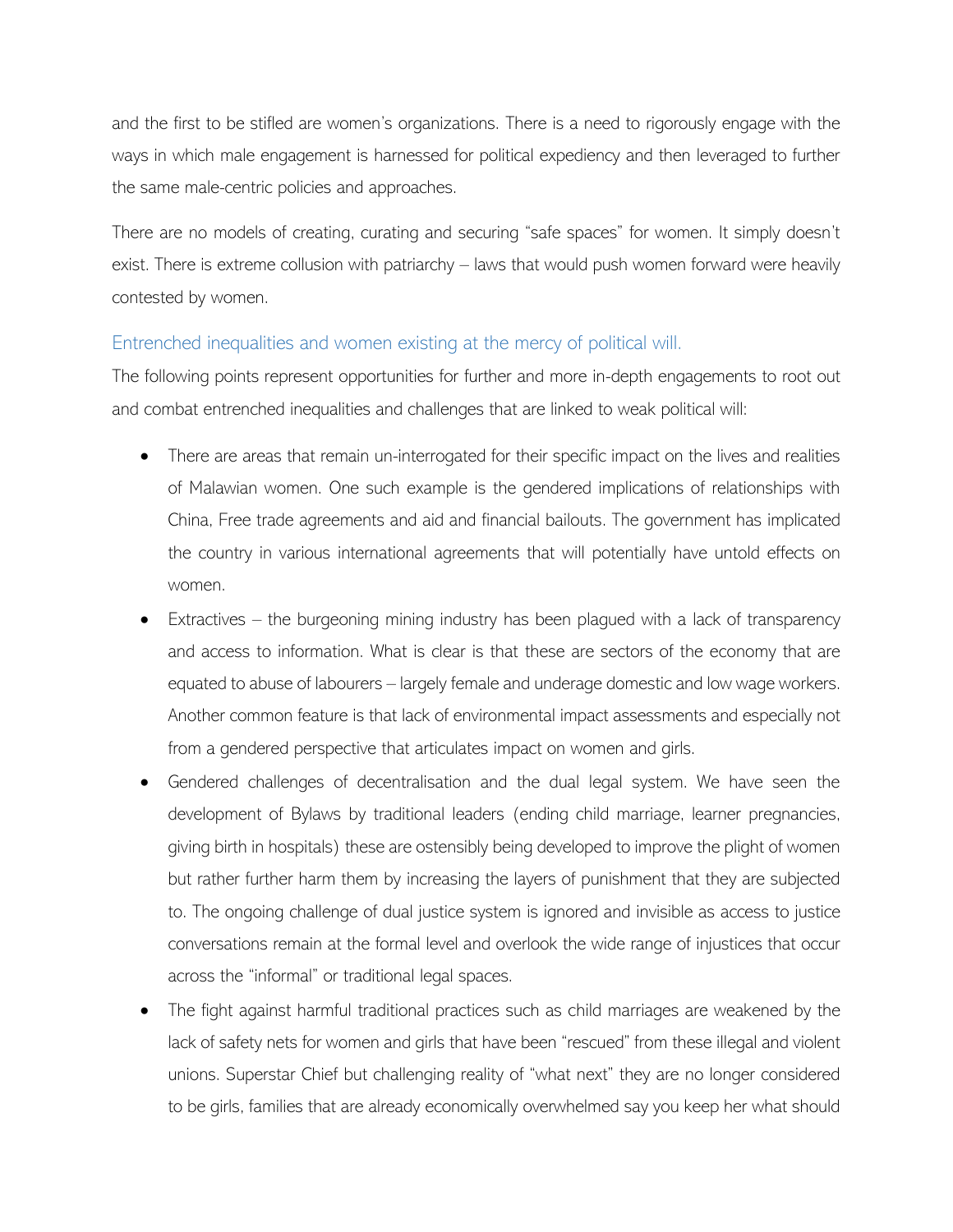and the first to be stifled are women's organizations. There is a need to rigorously engage with the ways in which male engagement is harnessed for political expediency and then leveraged to further the same male-centric policies and approaches.

There are no models of creating, curating and securing "safe spaces" for women. It simply doesn't exist. There is extreme collusion with patriarchy – laws that would push women forward were heavily contested by women.

### Entrenched inequalities and women existing at the mercy of political will.

The following points represent opportunities for further and more in-depth engagements to root out and combat entrenched inequalities and challenges that are linked to weak political will:

- There are areas that remain un-interrogated for their specific impact on the lives and realities of Malawian women. One such example is the gendered implications of relationships with China, Free trade agreements and aid and financial bailouts. The government has implicated the country in various international agreements that will potentially have untold effects on women.
- Extractives – the burgeoning mining industry has been plagued with a lack of transparency and access to information. What is clear is that these are sectors of the economy that are equated to abuse of labourers – largely female and underage domestic and low wage workers. Another common feature is that lack of environmental impact assessments and especially not from a gendered perspective that articulates impact on women and girls.
- Gendered challenges of decentralisation and the dual legal system. We have seen the development of Bylaws by traditional leaders (ending child marriage, learner pregnancies, giving birth in hospitals) these are ostensibly being developed to improve the plight of women but rather further harm them by increasing the layers of punishment that they are subjected to. The ongoing challenge of dual justice system is ignored and invisible as access to justice conversations remain at the formal level and overlook the wide range of injustices that occur across the "informal" or traditional legal spaces.
- The fight against harmful traditional practices such as child marriages are weakened by the lack of safety nets for women and girls that have been "rescued" from these illegal and violent unions. Superstar Chief but challenging reality of "what next" they are no longer considered to be girls, families that are already economically overwhelmed say you keep her what should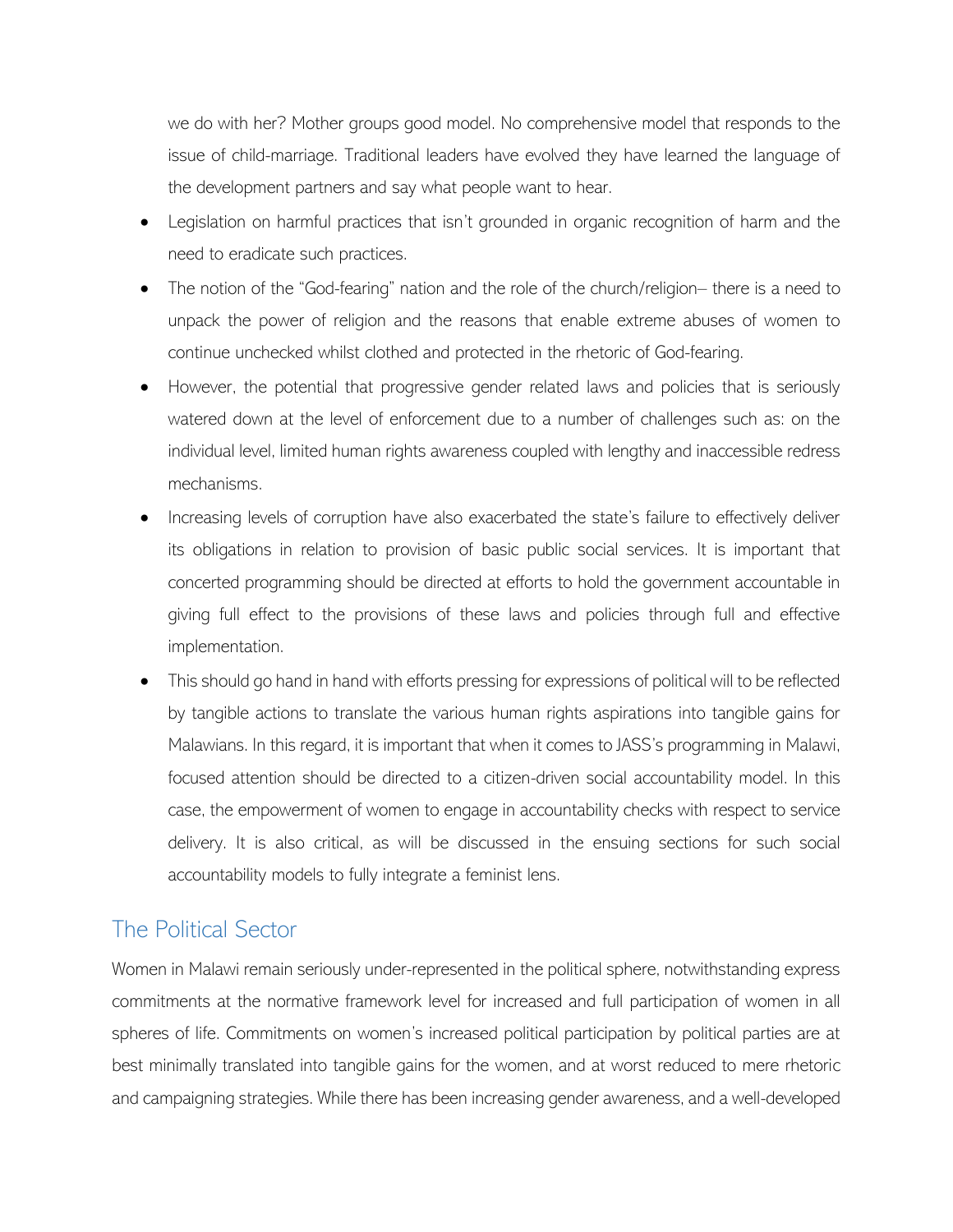we do with her? Mother groups good model. No comprehensive model that responds to the issue of child-marriage. Traditional leaders have evolved they have learned the language of the development partners and say what people want to hear.

- Legislation on harmful practices that isn't grounded in organic recognition of harm and the need to eradicate such practices.
- The notion of the "God-fearing" nation and the role of the church/religion– there is a need to unpack the power of religion and the reasons that enable extreme abuses of women to continue unchecked whilst clothed and protected in the rhetoric of God-fearing.
- However, the potential that progressive gender related laws and policies that is seriously watered down at the level of enforcement due to a number of challenges such as: on the individual level, limited human rights awareness coupled with lengthy and inaccessible redress mechanisms.
- Increasing levels of corruption have also exacerbated the state's failure to effectively deliver its obligations in relation to provision of basic public social services. It is important that concerted programming should be directed at efforts to hold the government accountable in giving full effect to the provisions of these laws and policies through full and effective implementation.
- This should go hand in hand with efforts pressing for expressions of political will to be reflected by tangible actions to translate the various human rights aspirations into tangible gains for Malawians. In this regard, it is important that when it comes to JASS's programming in Malawi, focused attention should be directed to a citizen-driven social accountability model. In this case, the empowerment of women to engage in accountability checks with respect to service delivery. It is also critical, as will be discussed in the ensuing sections for such social accountability models to fully integrate a feminist lens.

## The Political Sector

Women in Malawi remain seriously under-represented in the political sphere, notwithstanding express commitments at the normative framework level for increased and full participation of women in all spheres of life. Commitments on women's increased political participation by political parties are at best minimally translated into tangible gains for the women, and at worst reduced to mere rhetoric and campaigning strategies. While there has been increasing gender awareness, and a well-developed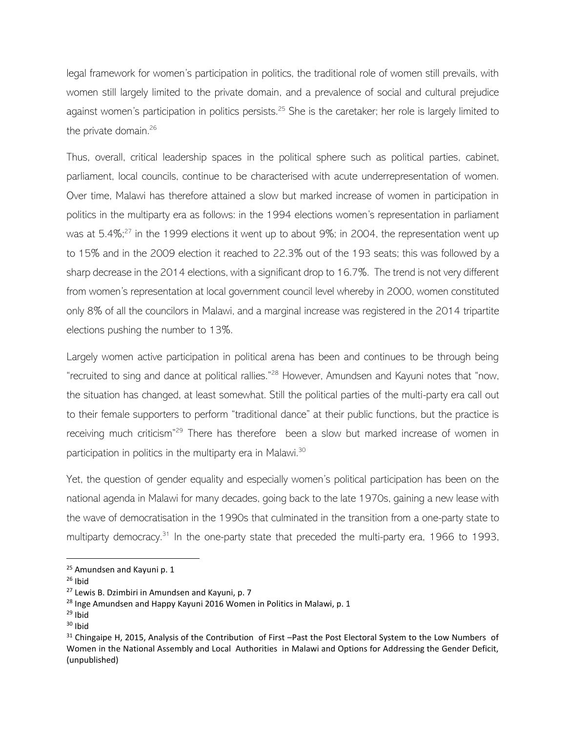legal framework for women's participation in politics, the traditional role of women still prevails, with women still largely limited to the private domain, and a prevalence of social and cultural prejudice against women's participation in politics persists.[25] She is the caretaker; her role is largely limited to the private domain.[26]

Thus, overall, critical leadership spaces in the political sphere such as political parties, cabinet, parliament, local councils, continue to be characterised with acute underrepresentation of women. Over time, Malawi has therefore attained a slow but marked increase of women in participation in politics in the multiparty era as follows: in the 1994 elections women's representation in parliament was at 5.4%;[27] in the 1999 elections it went up to about 9%; in 2004, the representation went up to 15% and in the 2009 election it reached to 22.3% out of the 193 seats; this was followed by a sharp decrease in the 2014 elections, with a significant drop to 16.7%. The trend is not very different from women's representation at local government council level whereby in 2000, women constituted only 8% of all the councilors in Malawi, and a marginal increase was registered in the 2014 tripartite elections pushing the number to 13%.

Largely women active participation in political arena has been and continues to be through being "recruited to sing and dance at political rallies."[28] However, Amundsen and Kayuni notes that "now, the situation has changed, at least somewhat. Still the political parties of the multi-party era call out to their female supporters to perform "traditional dance" at their public functions, but the practice is receiving much criticism"[29] There has therefore been a slow but marked increase of women in participation in politics in the multiparty era in Malawi.[30]

Yet, the question of gender equality and especially women's political participation has been on the national agenda in Malawi for many decades, going back to the late 1970s, gaining a new lease with the wave of democratisation in the 1990s that culminated in the transition from a one-party state to multiparty democracy.[31] In the one-party state that preceded the multi-party era, 1966 to 1993,

---

[25] Amundsen and Kayuni p. 1

[26] Ibid

[27] Lewis B. Dzimbiri in Amundsen and Kayuni, p. 7

[28] Inge Amundsen and Happy Kayuni 2016 Women in Politics in Malawi, p. 1

[29] Ibid

[30] Ibid

[31] Chingaipe H, 2015, Analysis of the Contribution of First –Past the Post Electoral System to the Low Numbers of Women in the National Assembly and Local Authorities in Malawi and Options for Addressing the Gender Deficit, (unpublished)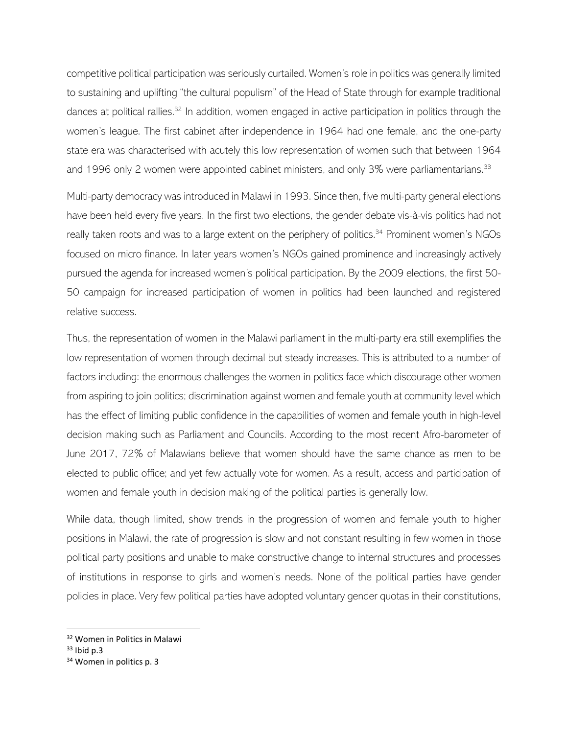competitive political participation was seriously curtailed. Women's role in politics was generally limited to sustaining and uplifting "the cultural populism" of the Head of State through for example traditional dances at political rallies.[32] In addition, women engaged in active participation in politics through the women's league. The first cabinet after independence in 1964 had one female, and the one-party state era was characterised with acutely this low representation of women such that between 1964 and 1996 only 2 women were appointed cabinet ministers, and only 3% were parliamentarians.[33]

Multi-party democracy was introduced in Malawi in 1993. Since then, five multi-party general elections have been held every five years. In the first two elections, the gender debate vis-à-vis politics had not really taken roots and was to a large extent on the periphery of politics.[34] Prominent women's NGOs focused on micro finance. In later years women's NGOs gained prominence and increasingly actively pursued the agenda for increased women's political participation. By the 2009 elections, the first 50-50 campaign for increased participation of women in politics had been launched and registered relative success.

Thus, the representation of women in the Malawi parliament in the multi-party era still exemplifies the low representation of women through decimal but steady increases. This is attributed to a number of factors including: the enormous challenges the women in politics face which discourage other women from aspiring to join politics; discrimination against women and female youth at community level which has the effect of limiting public confidence in the capabilities of women and female youth in high-level decision making such as Parliament and Councils. According to the most recent Afro-barometer of June 2017, 72% of Malawians believe that women should have the same chance as men to be elected to public office; and yet few actually vote for women. As a result, access and participation of women and female youth in decision making of the political parties is generally low.

While data, though limited, show trends in the progression of women and female youth to higher positions in Malawi, the rate of progression is slow and not constant resulting in few women in those political party positions and unable to make constructive change to internal structures and processes of institutions in response to girls and women's needs. None of the political parties have gender policies in place. Very few political parties have adopted voluntary gender quotas in their constitutions,

---

[32] Women in Politics in Malawi

[33] Ibid p.3

[34] Women in politics p. 3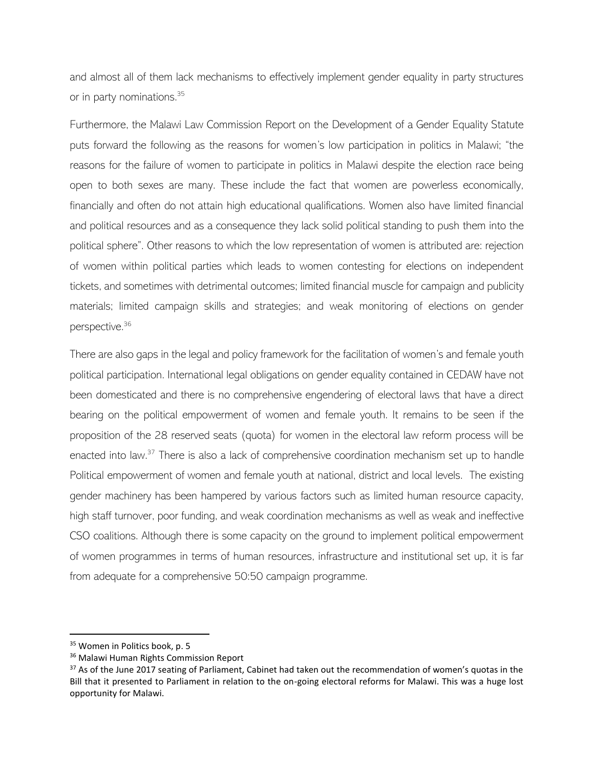and almost all of them lack mechanisms to effectively implement gender equality in party structures or in party nominations.[35]

Furthermore, the Malawi Law Commission Report on the Development of a Gender Equality Statute puts forward the following as the reasons for women's low participation in politics in Malawi; "the reasons for the failure of women to participate in politics in Malawi despite the election race being open to both sexes are many. These include the fact that women are powerless economically, financially and often do not attain high educational qualifications. Women also have limited financial and political resources and as a consequence they lack solid political standing to push them into the political sphere". Other reasons to which the low representation of women is attributed are: rejection of women within political parties which leads to women contesting for elections on independent tickets, and sometimes with detrimental outcomes; limited financial muscle for campaign and publicity materials; limited campaign skills and strategies; and weak monitoring of elections on gender perspective.[36]

There are also gaps in the legal and policy framework for the facilitation of women's and female youth political participation. International legal obligations on gender equality contained in CEDAW have not been domesticated and there is no comprehensive engendering of electoral laws that have a direct bearing on the political empowerment of women and female youth. It remains to be seen if the proposition of the 28 reserved seats (quota) for women in the electoral law reform process will be enacted into law.[37] There is also a lack of comprehensive coordination mechanism set up to handle Political empowerment of women and female youth at national, district and local levels. The existing gender machinery has been hampered by various factors such as limited human resource capacity, high staff turnover, poor funding, and weak coordination mechanisms as well as weak and ineffective CSO coalitions. Although there is some capacity on the ground to implement political empowerment of women programmes in terms of human resources, infrastructure and institutional set up, it is far from adequate for a comprehensive 50:50 campaign programme.

---

[35] Women in Politics book, p. 5

[36] Malawi Human Rights Commission Report

[37] As of the June 2017 seating of Parliament, Cabinet had taken out the recommendation of women's quotas in the Bill that it presented to Parliament in relation to the on-going electoral reforms for Malawi. This was a huge lost opportunity for Malawi.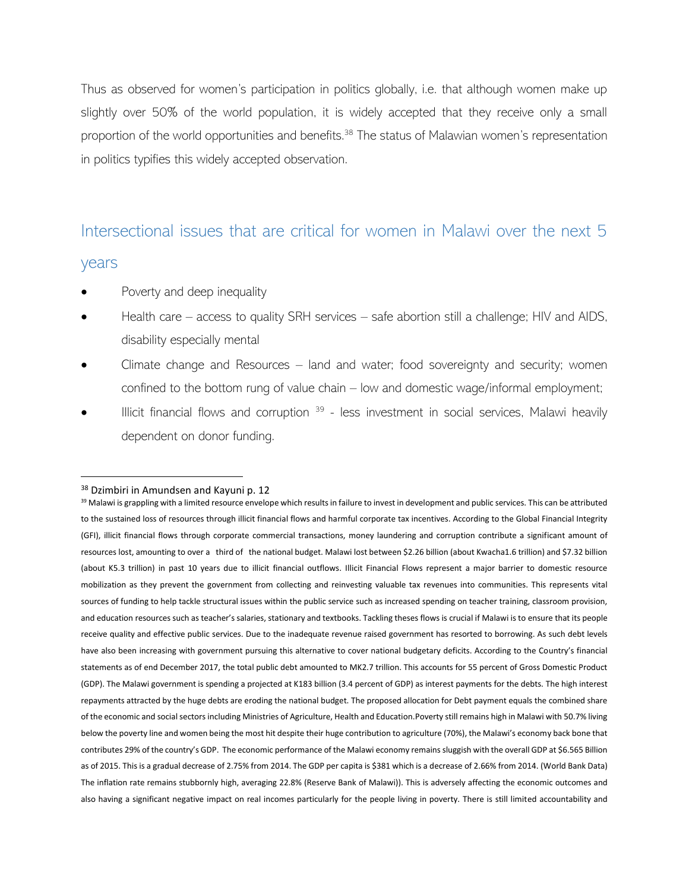Thus as observed for women's participation in politics globally, i.e. that although women make up slightly over 50% of the world population, it is widely accepted that they receive only a small proportion of the world opportunities and benefits.[38] The status of Malawian women's representation in politics typifies this widely accepted observation.

## Intersectional issues that are critical for women in Malawi over the next 5 years

- Poverty and deep inequality
- Health care – access to quality SRH services – safe abortion still a challenge; HIV and AIDS, disability especially mental
- Climate change and Resources – land and water; food sovereignty and security; women confined to the bottom rung of value chain – low and domestic wage/informal employment;
- Illicit financial flows and corruption [39] - less investment in social services, Malawi heavily dependent on donor funding.

---

[38] Dzimbiri in Amundsen and Kayuni p. 12

[39] Malawi is grappling with a limited resource envelope which results in failure to invest in development and public services. This can be attributed to the sustained loss of resources through illicit financial flows and harmful corporate tax incentives. According to the Global Financial Integrity (GFI), illicit financial flows through corporate commercial transactions, money laundering and corruption contribute a significant amount of resources lost, amounting to over a third of the national budget. Malawi lost between $2.26 billion (about Kwacha1.6 trillion) and $7.32 billion (about K5.3 trillion) in past 10 years due to illicit financial outflows. Illicit Financial Flows represent a major barrier to domestic resource mobilization as they prevent the government from collecting and reinvesting valuable tax revenues into communities. This represents vital sources of funding to help tackle structural issues within the public service such as increased spending on teacher training, classroom provision, and education resources such as teacher's salaries, stationary and textbooks. Tackling theses flows is crucial if Malawi is to ensure that its people receive quality and effective public services. Due to the inadequate revenue raised government has resorted to borrowing. As such debt levels have also been increasing with government pursuing this alternative to cover national budgetary deficits. According to the Country's financial statements as of end December 2017, the total public debt amounted to MK2.7 trillion. This accounts for 55 percent of Gross Domestic Product (GDP). The Malawi government is spending a projected at K183 billion (3.4 percent of GDP) as interest payments for the debts. The high interest repayments attracted by the huge debts are eroding the national budget. The proposed allocation for Debt payment equals the combined share of the economic and social sectors including Ministries of Agriculture, Health and Education.Poverty still remains high in Malawi with 50.7% living below the poverty line and women being the most hit despite their huge contribution to agriculture (70%), the Malawi's economy back bone that contributes 29% of the country's GDP. The economic performance of the Malawi economy remains sluggish with the overall GDP at $6.565 Billion as of 2015. This is a gradual decrease of 2.75% from 2014. The GDP per capita is $381 which is a decrease of 2.66% from 2014. (World Bank Data) The inflation rate remains stubbornly high, averaging 22.8% (Reserve Bank of Malawi)). This is adversely affecting the economic outcomes and also having a significant negative impact on real incomes particularly for the people living in poverty. There is still limited accountability and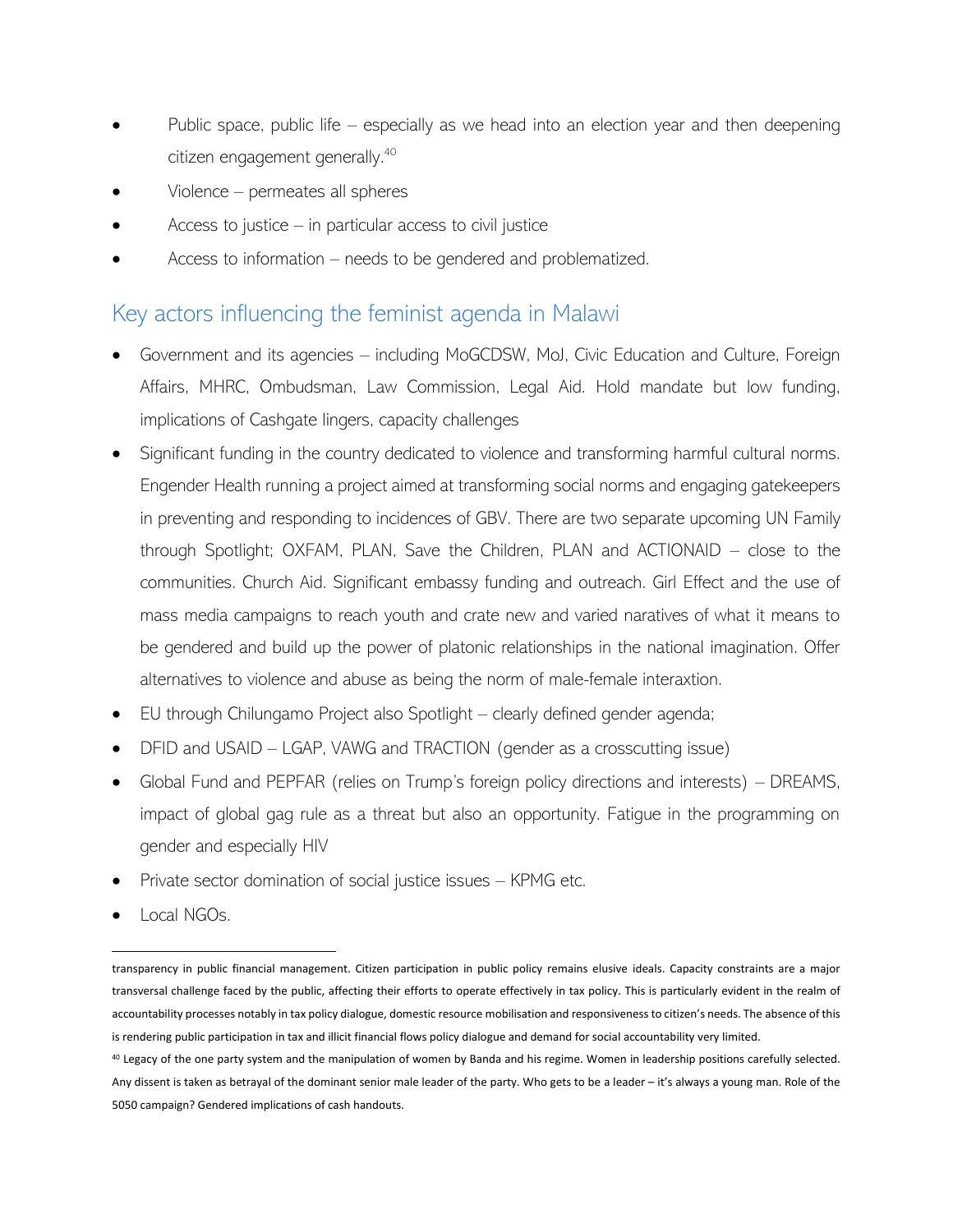- Public space, public life – especially as we head into an election year and then deepening citizen engagement generally.[40]
- Violence – permeates all spheres
- Access to justice – in particular access to civil justice
- Access to information – needs to be gendered and problematized.

## Key actors influencing the feminist agenda in Malawi

- Government and its agencies – including MoGCDSW, MoJ, Civic Education and Culture, Foreign Affairs, MHRC, Ombudsman, Law Commission, Legal Aid. Hold mandate but low funding, implications of Cashgate lingers, capacity challenges
- Significant funding in the country dedicated to violence and transforming harmful cultural norms. Engender Health running a project aimed at transforming social norms and engaging gatekeepers in preventing and responding to incidences of GBV. There are two separate upcoming UN Family through Spotlight; OXFAM, PLAN, Save the Children, PLAN and ACTIONAID – close to the communities. Church Aid. Significant embassy funding and outreach. Girl Effect and the use of mass media campaigns to reach youth and crate new and varied naratives of what it means to be gendered and build up the power of platonic relationships in the national imagination. Offer alternatives to violence and abuse as being the norm of male-female interaxtion.
- EU through Chilungamo Project also Spotlight – clearly defined gender agenda;
- DFID and USAID – LGAP, VAWG and TRACTION (gender as a crosscutting issue)
- Global Fund and PEPFAR (relies on Trump's foreign policy directions and interests) – DREAMS, impact of global gag rule as a threat but also an opportunity. Fatigue in the programming on gender and especially HIV
- Private sector domination of social justice issues – KPMG etc.
- Local NGOs.

---

transparency in public financial management. Citizen participation in public policy remains elusive ideals. Capacity constraints are a major transversal challenge faced by the public, affecting their efforts to operate effectively in tax policy. This is particularly evident in the realm of accountability processes notably in tax policy dialogue, domestic resource mobilisation and responsiveness to citizen's needs. The absence of this is rendering public participation in tax and illicit financial flows policy dialogue and demand for social accountability very limited.

[40] Legacy of the one party system and the manipulation of women by Banda and his regime. Women in leadership positions carefully selected. Any dissent is taken as betrayal of the dominant senior male leader of the party. Who gets to be a leader – it's always a young man. Role of the 5050 campaign? Gendered implications of cash handouts.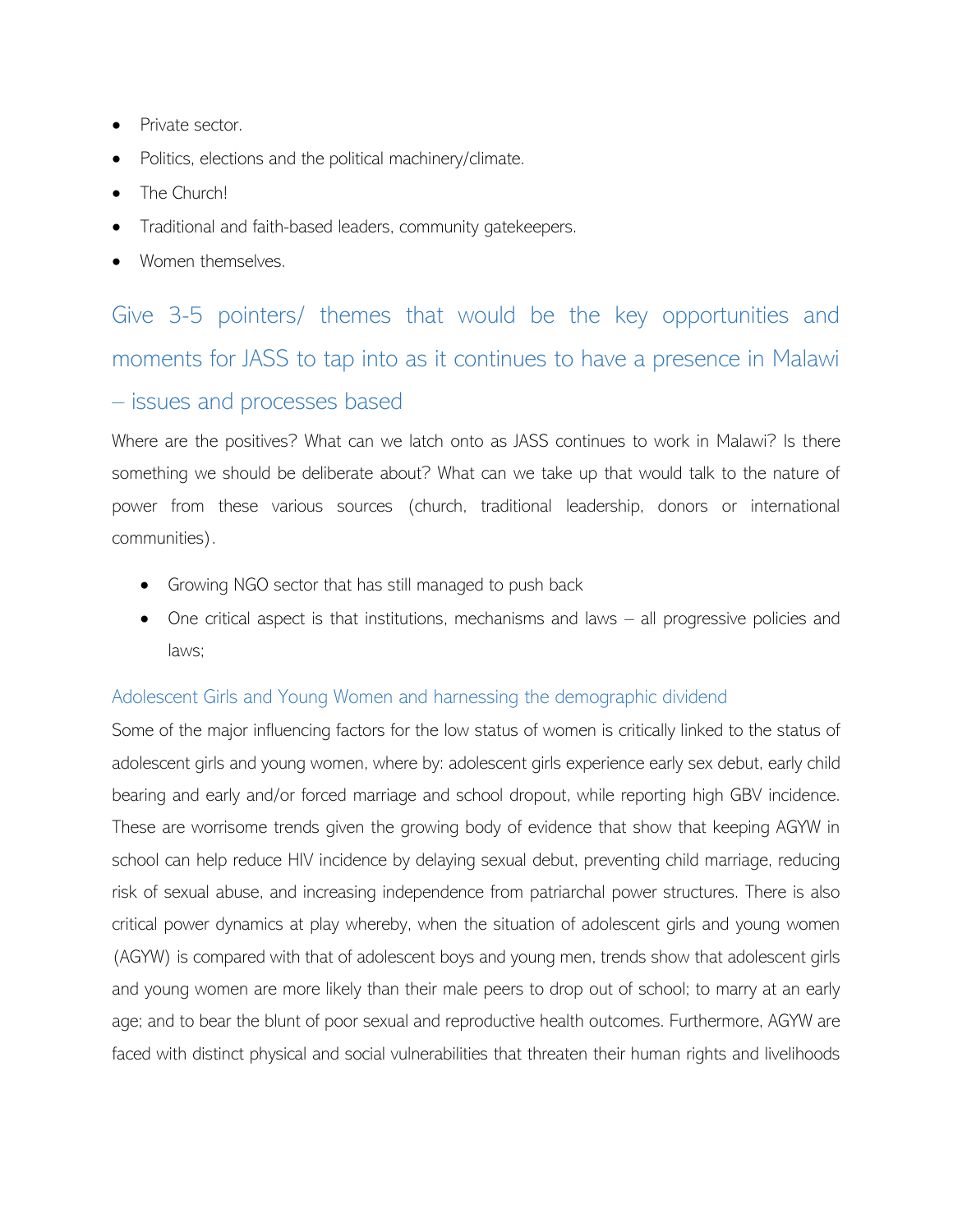- Private sector.
- Politics, elections and the political machinery/climate.
- The Church!
- Traditional and faith-based leaders, community gatekeepers.
- Women themselves.

## Give 3-5 pointers/ themes that would be the key opportunities and moments for JASS to tap into as it continues to have a presence in Malawi – issues and processes based

Where are the positives? What can we latch onto as JASS continues to work in Malawi? Is there something we should be deliberate about? What can we take up that would talk to the nature of power from these various sources (church, traditional leadership, donors or international communities).

- Growing NGO sector that has still managed to push back
- One critical aspect is that institutions, mechanisms and laws – all progressive policies and laws;

### Adolescent Girls and Young Women and harnessing the demographic dividend

Some of the major influencing factors for the low status of women is critically linked to the status of adolescent girls and young women, where by: adolescent girls experience early sex debut, early child bearing and early and/or forced marriage and school dropout, while reporting high GBV incidence. These are worrisome trends given the growing body of evidence that show that keeping AGYW in school can help reduce HIV incidence by delaying sexual debut, preventing child marriage, reducing risk of sexual abuse, and increasing independence from patriarchal power structures. There is also critical power dynamics at play whereby, when the situation of adolescent girls and young women (AGYW) is compared with that of adolescent boys and young men, trends show that adolescent girls and young women are more likely than their male peers to drop out of school; to marry at an early age; and to bear the blunt of poor sexual and reproductive health outcomes. Furthermore, AGYW are faced with distinct physical and social vulnerabilities that threaten their human rights and livelihoods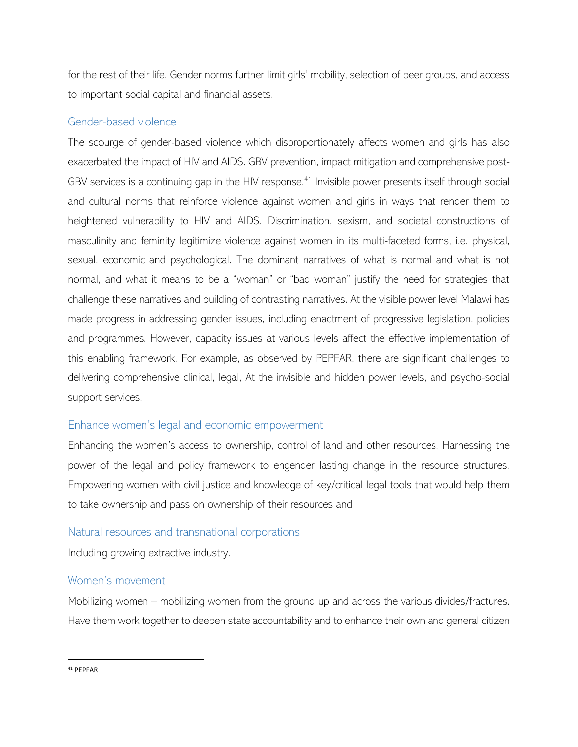for the rest of their life. Gender norms further limit girls' mobility, selection of peer groups, and access to important social capital and financial assets.

### Gender-based violence

The scourge of gender-based violence which disproportionately affects women and girls has also exacerbated the impact of HIV and AIDS. GBV prevention, impact mitigation and comprehensive post-GBV services is a continuing gap in the HIV response.[41] Invisible power presents itself through social and cultural norms that reinforce violence against women and girls in ways that render them to heightened vulnerability to HIV and AIDS. Discrimination, sexism, and societal constructions of masculinity and feminity legitimize violence against women in its multi-faceted forms, i.e. physical, sexual, economic and psychological. The dominant narratives of what is normal and what is not normal, and what it means to be a "woman" or "bad woman" justify the need for strategies that challenge these narratives and building of contrasting narratives. At the visible power level Malawi has made progress in addressing gender issues, including enactment of progressive legislation, policies and programmes. However, capacity issues at various levels affect the effective implementation of this enabling framework. For example, as observed by PEPFAR, there are significant challenges to delivering comprehensive clinical, legal, At the invisible and hidden power levels, and psycho-social support services.

### Enhance women's legal and economic empowerment

Enhancing the women's access to ownership, control of land and other resources. Harnessing the power of the legal and policy framework to engender lasting change in the resource structures. Empowering women with civil justice and knowledge of key/critical legal tools that would help them to take ownership and pass on ownership of their resources and

### Natural resources and transnational corporations

Including growing extractive industry.

### Women's movement

Mobilizing women – mobilizing women from the ground up and across the various divides/fractures. Have them work together to deepen state accountability and to enhance their own and general citizen

[41] PEPFAR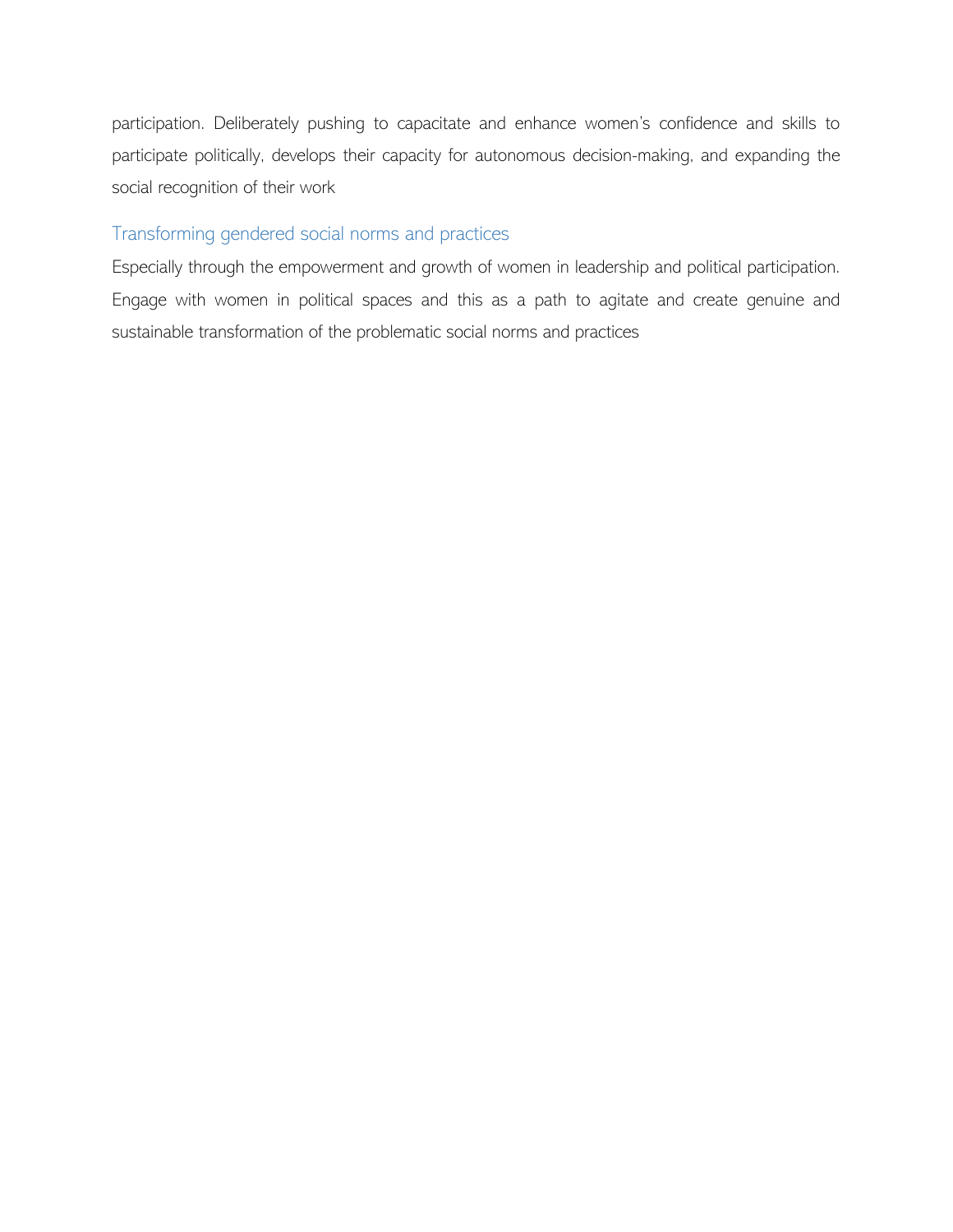participation. Deliberately pushing to capacitate and enhance women's confidence and skills to participate politically, develops their capacity for autonomous decision-making, and expanding the social recognition of their work

### Transforming gendered social norms and practices

Especially through the empowerment and growth of women in leadership and political participation. Engage with women in political spaces and this as a path to agitate and create genuine and sustainable transformation of the problematic social norms and practices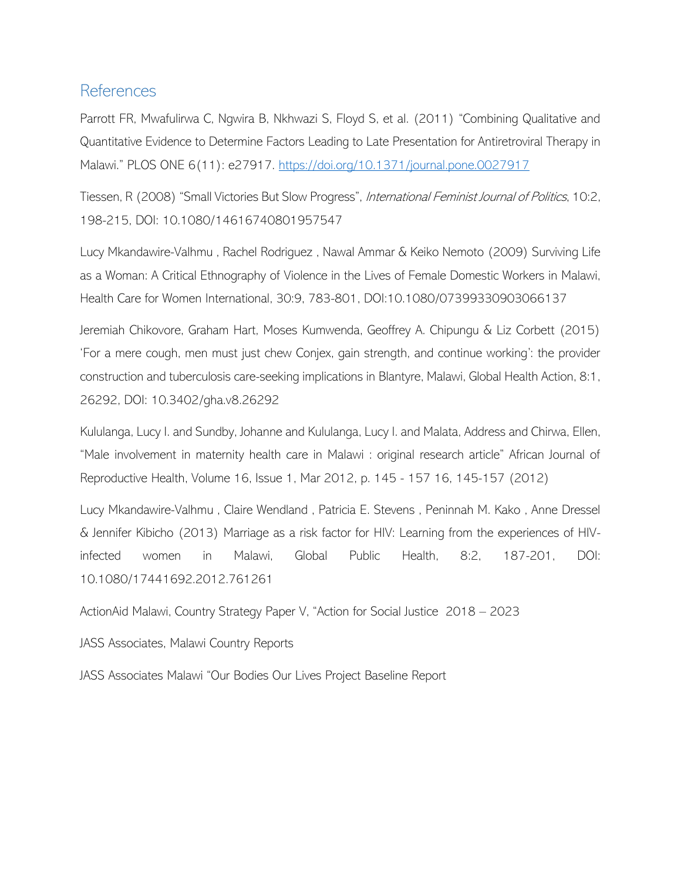## References

Parrott FR, Mwafulirwa C, Ngwira B, Nkhwazi S, Floyd S, et al. (2011) "Combining Qualitative and Quantitative Evidence to Determine Factors Leading to Late Presentation for Antiretroviral Therapy in Malawi." PLOS ONE 6(11): e27917. https://doi.org/10.1371/journal.pone.0027917

Tiessen, R (2008) "Small Victories But Slow Progress", *International Feminist Journal of Politics*, 10:2, 198-215, DOI: 10.1080/14616740801957547

Lucy Mkandawire-Valhmu , Rachel Rodriguez , Nawal Ammar & Keiko Nemoto (2009) Surviving Life as a Woman: A Critical Ethnography of Violence in the Lives of Female Domestic Workers in Malawi, Health Care for Women International, 30:9, 783-801, DOI:10.1080/07399330903066137

Jeremiah Chikovore, Graham Hart, Moses Kumwenda, Geoffrey A. Chipungu & Liz Corbett (2015) 'For a mere cough, men must just chew Conjex, gain strength, and continue working': the provider construction and tuberculosis care-seeking implications in Blantyre, Malawi, Global Health Action, 8:1, 26292, DOI: 10.3402/gha.v8.26292

Kululanga, Lucy I. and Sundby, Johanne and Kululanga, Lucy I. and Malata, Address and Chirwa, Ellen, "Male involvement in maternity health care in Malawi : original research article" African Journal of Reproductive Health, Volume 16, Issue 1, Mar 2012, p. 145 - 157 16, 145-157 (2012)

Lucy Mkandawire-Valhmu , Claire Wendland , Patricia E. Stevens , Peninnah M. Kako , Anne Dressel & Jennifer Kibicho (2013) Marriage as a risk factor for HIV: Learning from the experiences of HIV-infected women in Malawi, Global Public Health, 8:2, 187-201, DOI: 10.1080/17441692.2012.761261

ActionAid Malawi, Country Strategy Paper V, "Action for Social Justice 2018 – 2023

JASS Associates, Malawi Country Reports

JASS Associates Malawi "Our Bodies Our Lives Project Baseline Report